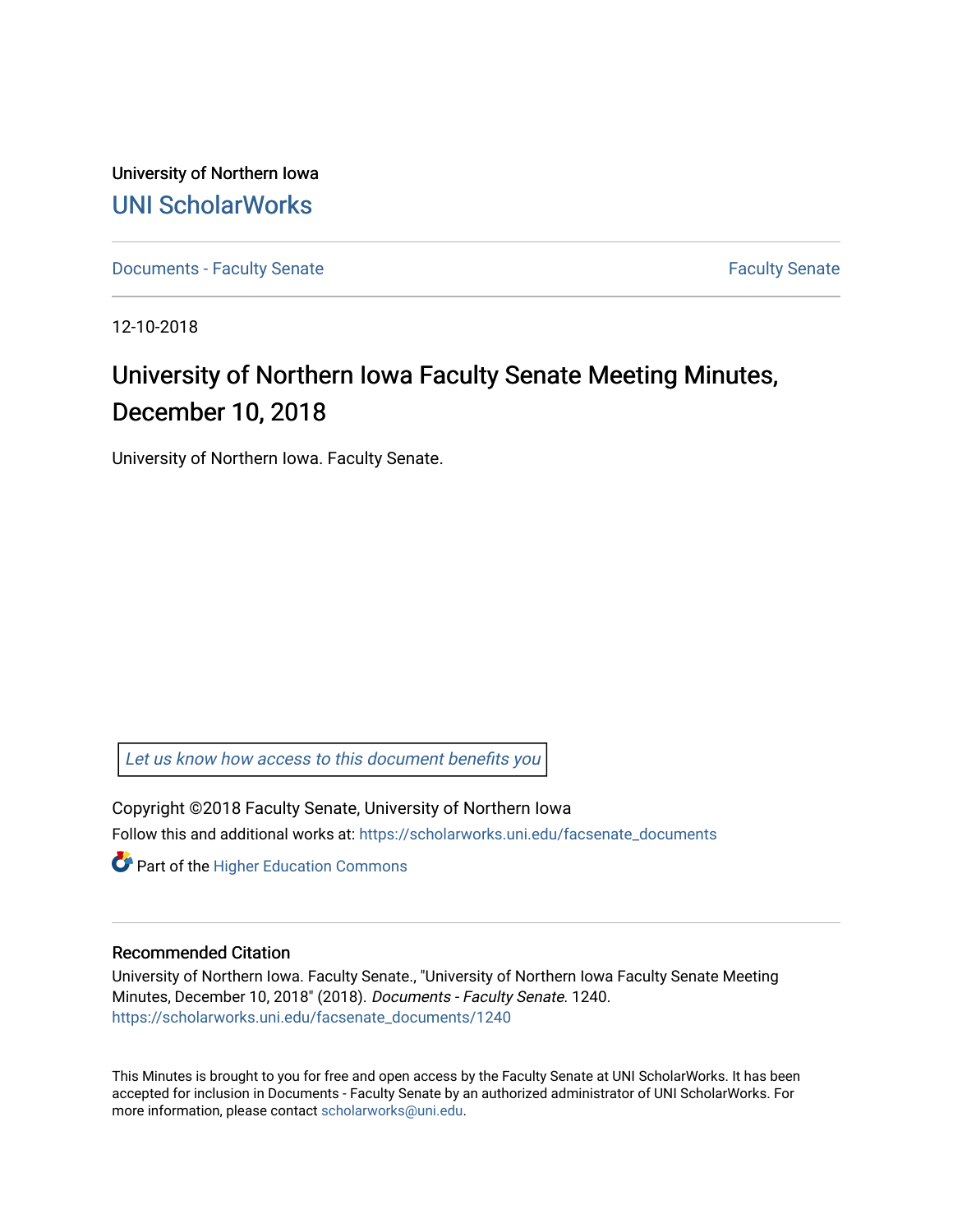University of Northern Iowa

UNI ScholarWorks

Documents - Faculty Senate

Faculty Senate

12-10-2018

# University of Northern Iowa Faculty Senate Meeting Minutes, December 10, 2018

University of Northern Iowa. Faculty Senate.

*Let us know how access to this document benefits you*

Copyright ©2018 Faculty Senate, University of Northern Iowa

Follow this and additional works at: https://scholarworks.uni.edu/facsenate_documents

Part of the Higher Education Commons

## Recommended Citation

University of Northern Iowa. Faculty Senate., "University of Northern Iowa Faculty Senate Meeting Minutes, December 10, 2018" (2018). *Documents - Faculty Senate*. 1240.
https://scholarworks.uni.edu/facsenate_documents/1240

This Minutes is brought to you for free and open access by the Faculty Senate at UNI ScholarWorks. It has been accepted for inclusion in Documents - Faculty Senate by an authorized administrator of UNI ScholarWorks. For more information, please contact scholarworks@uni.edu.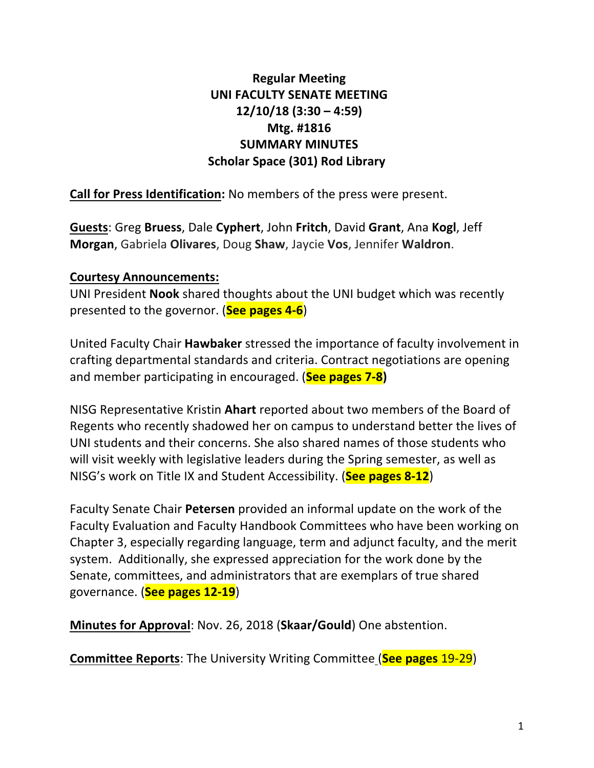**Regular Meeting**
**UNI FACULTY SENATE MEETING**
**12/10/18 (3:30 – 4:59)**
**Mtg. #1816**
**SUMMARY MINUTES**
**Scholar Space (301) Rod Library**

**Call for Press Identification:** No members of the press were present.

**Guests**: Greg **Bruess**, Dale **Cyphert**, John **Fritch**, David **Grant**, Ana **Kogl**, Jeff **Morgan**, Gabriela **Olivares**, Doug **Shaw**, Jaycie **Vos**, Jennifer **Waldron**.

**Courtesy Announcements:**

UNI President **Nook** shared thoughts about the UNI budget which was recently presented to the governor. (**See pages 4-6**)

United Faculty Chair **Hawbaker** stressed the importance of faculty involvement in crafting departmental standards and criteria. Contract negotiations are opening and member participating in encouraged. (**See pages 7-8)**

NISG Representative Kristin **Ahart** reported about two members of the Board of Regents who recently shadowed her on campus to understand better the lives of UNI students and their concerns. She also shared names of those students who will visit weekly with legislative leaders during the Spring semester, as well as NISG's work on Title IX and Student Accessibility. (**See pages 8-12**)

Faculty Senate Chair **Petersen** provided an informal update on the work of the Faculty Evaluation and Faculty Handbook Committees who have been working on Chapter 3, especially regarding language, term and adjunct faculty, and the merit system. Additionally, she expressed appreciation for the work done by the Senate, committees, and administrators that are exemplars of true shared governance. (**See pages 12-19**)

**Minutes for Approval**: Nov. 26, 2018 (**Skaar/Gould**) One abstention.

**Committee Reports**: The University Writing Committee (**See pages** 19-29)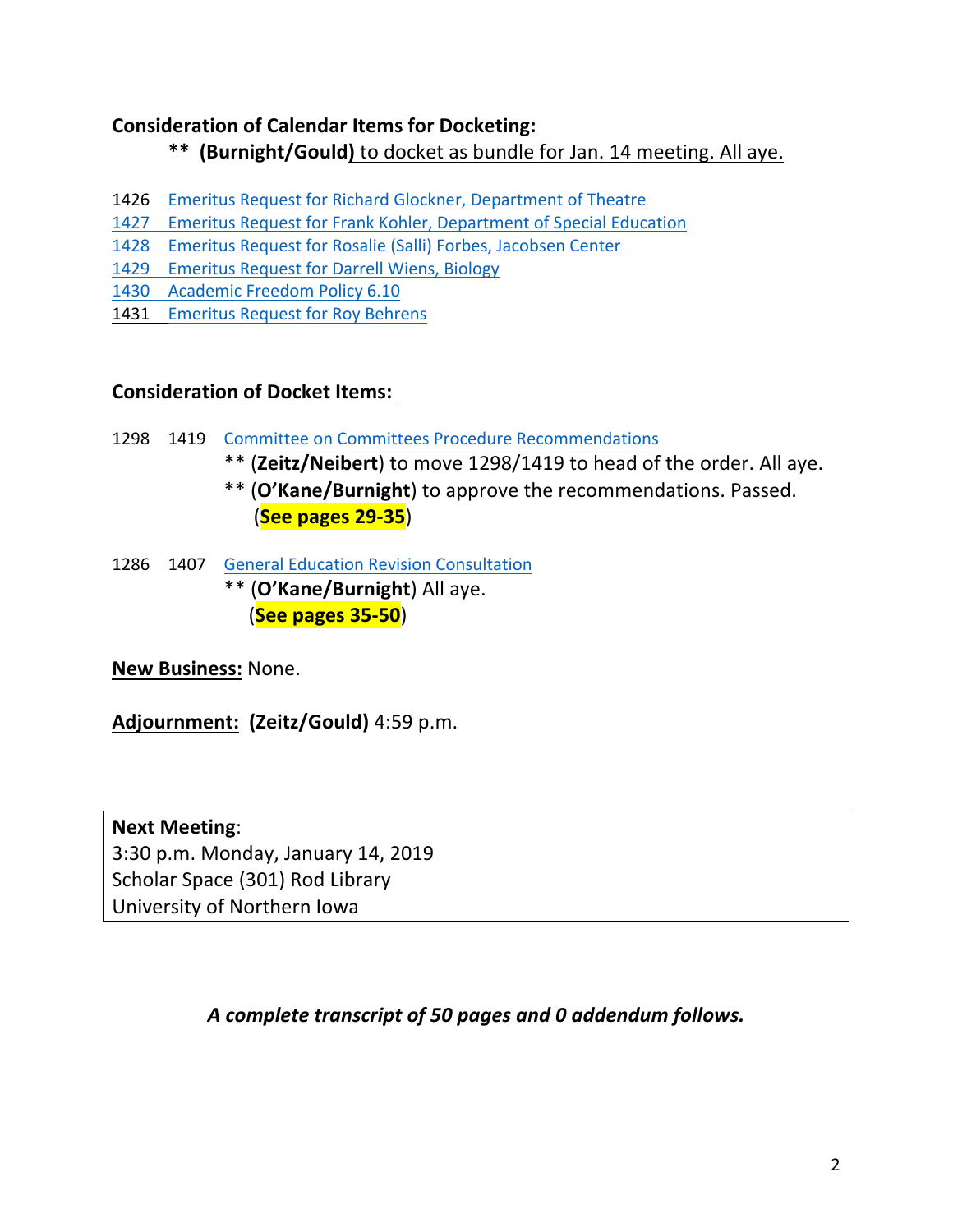**Consideration of Calendar Items for Docketing:**

**\*\* (Burnight/Gould)** to docket as bundle for Jan. 14 meeting. All aye.

1426 Emeritus Request for Richard Glockner, Department of Theatre
1427 Emeritus Request for Frank Kohler, Department of Special Education
1428 Emeritus Request for Rosalie (Salli) Forbes, Jacobsen Center
1429 Emeritus Request for Darrell Wiens, Biology
1430 Academic Freedom Policy 6.10
1431 Emeritus Request for Roy Behrens

**Consideration of Docket Items:**

1298 1419 Committee on Committees Procedure Recommendations

** (**Zeitz/Neibert**) to move 1298/1419 to head of the order. All aye.
** (**O'Kane/Burnight**) to approve the recommendations. Passed.
(**See pages 29-35**)

1286 1407 General Education Revision Consultation

** (**O'Kane/Burnight**) All aye.
(**See pages 35-50**)

**New Business:** None.

**Adjournment:** **(Zeitz/Gould)** 4:59 p.m.

**Next Meeting**:
3:30 p.m. Monday, January 14, 2019
Scholar Space (301) Rod Library
University of Northern Iowa

***A complete transcript of 50 pages and 0 addendum follows.***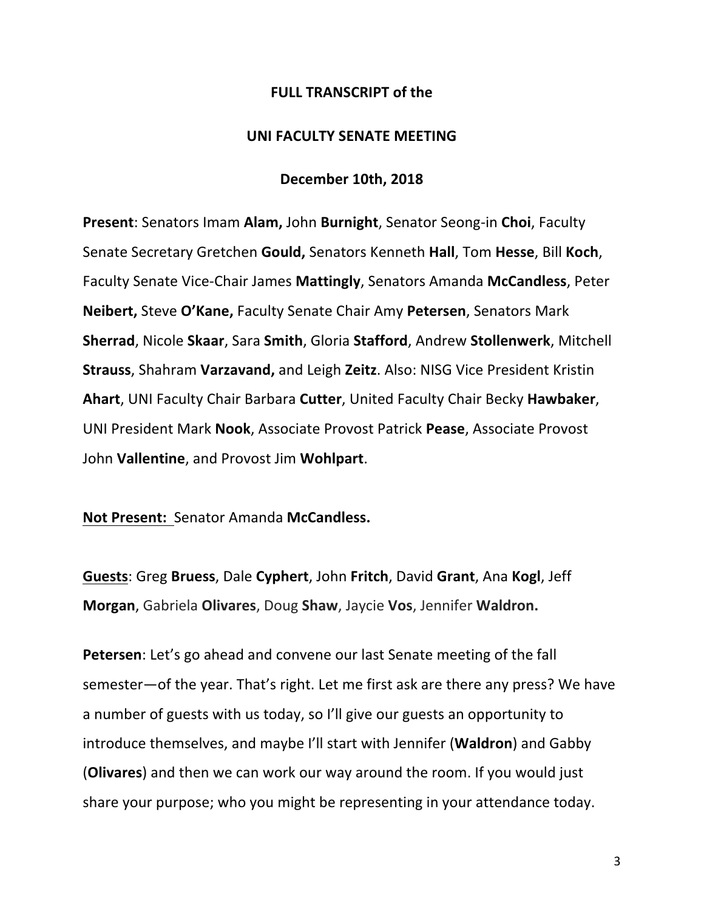**FULL TRANSCRIPT of the**

**UNI FACULTY SENATE MEETING**

**December 10th, 2018**

**Present**: Senators Imam **Alam,** John **Burnight**, Senator Seong-in **Choi**, Faculty Senate Secretary Gretchen **Gould,** Senators Kenneth **Hall**, Tom **Hesse**, Bill **Koch**, Faculty Senate Vice-Chair James **Mattingly**, Senators Amanda **McCandless**, Peter **Neibert,** Steve **O'Kane,** Faculty Senate Chair Amy **Petersen**, Senators Mark **Sherrad**, Nicole **Skaar**, Sara **Smith**, Gloria **Stafford**, Andrew **Stollenwerk**, Mitchell **Strauss**, Shahram **Varzavand,** and Leigh **Zeitz**. Also: NISG Vice President Kristin **Ahart**, UNI Faculty Chair Barbara **Cutter**, United Faculty Chair Becky **Hawbaker**, UNI President Mark **Nook**, Associate Provost Patrick **Pease**, Associate Provost John **Vallentine**, and Provost Jim **Wohlpart**.

**Not Present:** Senator Amanda **McCandless.**

**Guests**: Greg **Bruess**, Dale **Cyphert**, John **Fritch**, David **Grant**, Ana **Kogl**, Jeff **Morgan**, Gabriela **Olivares**, Doug **Shaw**, Jaycie **Vos**, Jennifer **Waldron.**

**Petersen**: Let's go ahead and convene our last Senate meeting of the fall semester—of the year. That's right. Let me first ask are there any press? We have a number of guests with us today, so I'll give our guests an opportunity to introduce themselves, and maybe I'll start with Jennifer (**Waldron**) and Gabby (**Olivares**) and then we can work our way around the room. If you would just share your purpose; who you might be representing in your attendance today.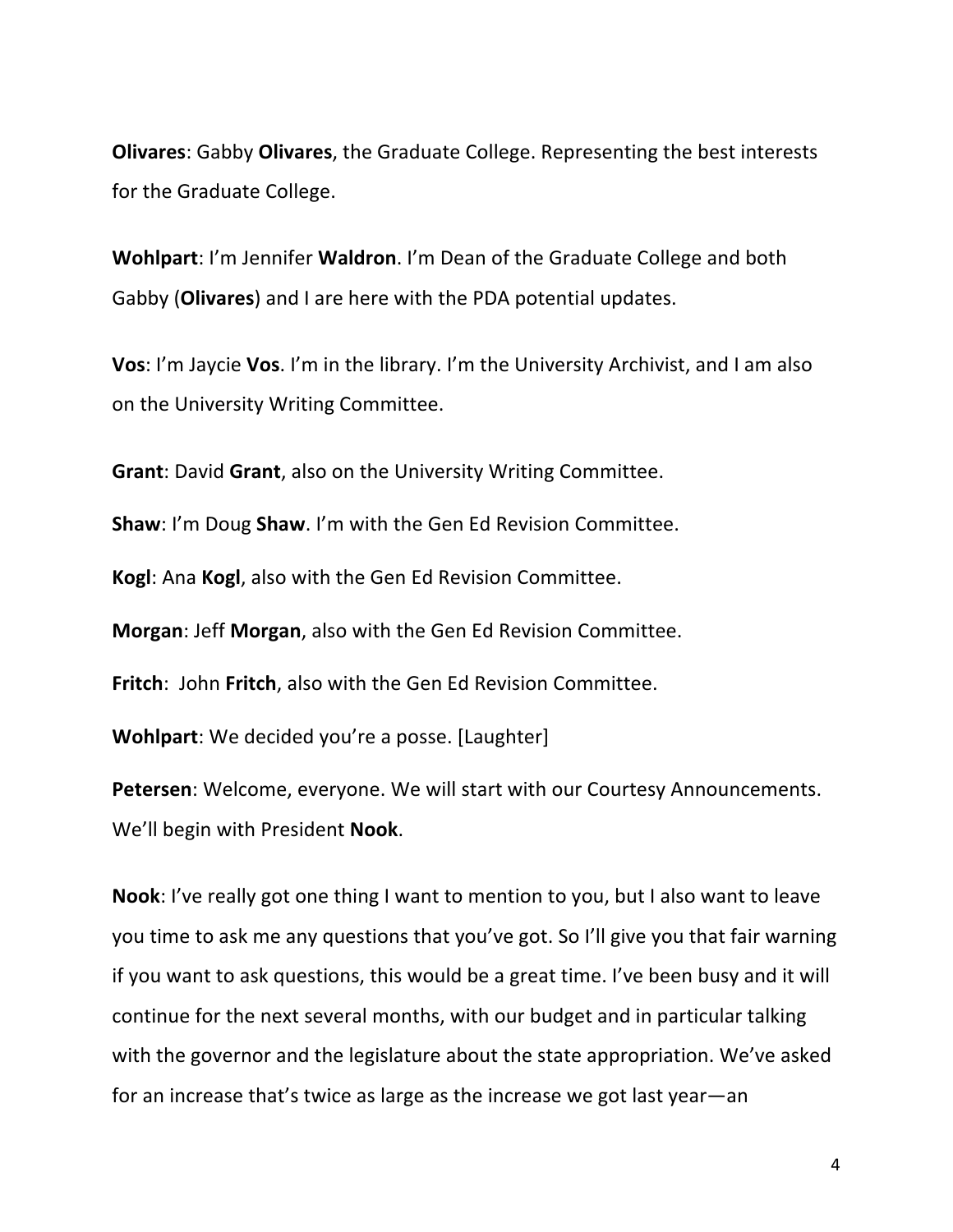**Olivares**: Gabby **Olivares**, the Graduate College. Representing the best interests for the Graduate College.

**Wohlpart**: I'm Jennifer **Waldron**. I'm Dean of the Graduate College and both Gabby (**Olivares**) and I are here with the PDA potential updates.

**Vos**: I'm Jaycie **Vos**. I'm in the library. I'm the University Archivist, and I am also on the University Writing Committee.

**Grant**: David **Grant**, also on the University Writing Committee.

**Shaw**: I'm Doug **Shaw**. I'm with the Gen Ed Revision Committee.

**Kogl**: Ana **Kogl**, also with the Gen Ed Revision Committee.

**Morgan**: Jeff **Morgan**, also with the Gen Ed Revision Committee.

**Fritch**: John **Fritch**, also with the Gen Ed Revision Committee.

**Wohlpart**: We decided you're a posse. [Laughter]

**Petersen**: Welcome, everyone. We will start with our Courtesy Announcements. We'll begin with President **Nook**.

**Nook**: I've really got one thing I want to mention to you, but I also want to leave you time to ask me any questions that you've got. So I'll give you that fair warning if you want to ask questions, this would be a great time. I've been busy and it will continue for the next several months, with our budget and in particular talking with the governor and the legislature about the state appropriation. We've asked for an increase that's twice as large as the increase we got last year—an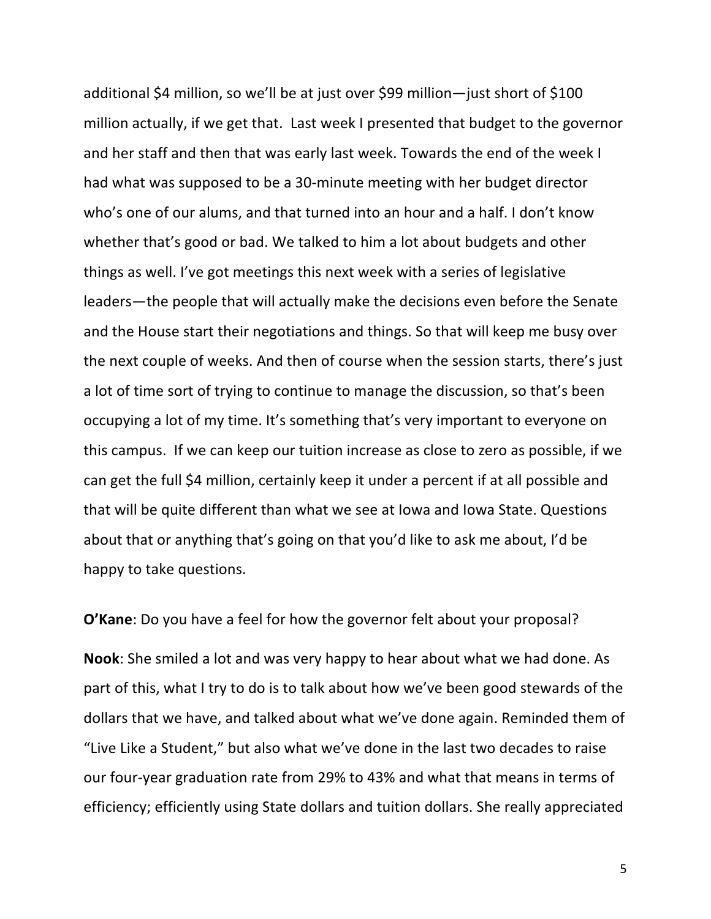additional $4 million, so we'll be at just over $99 million—just short of $100 million actually, if we get that. Last week I presented that budget to the governor and her staff and then that was early last week. Towards the end of the week I had what was supposed to be a 30-minute meeting with her budget director who's one of our alums, and that turned into an hour and a half. I don't know whether that's good or bad. We talked to him a lot about budgets and other things as well. I've got meetings this next week with a series of legislative leaders—the people that will actually make the decisions even before the Senate and the House start their negotiations and things. So that will keep me busy over the next couple of weeks. And then of course when the session starts, there's just a lot of time sort of trying to continue to manage the discussion, so that's been occupying a lot of my time. It's something that's very important to everyone on this campus. If we can keep our tuition increase as close to zero as possible, if we can get the full $4 million, certainly keep it under a percent if at all possible and that will be quite different than what we see at Iowa and Iowa State. Questions about that or anything that's going on that you'd like to ask me about, I'd be happy to take questions.

**O'Kane**: Do you have a feel for how the governor felt about your proposal?

**Nook**: She smiled a lot and was very happy to hear about what we had done. As part of this, what I try to do is to talk about how we've been good stewards of the dollars that we have, and talked about what we've done again. Reminded them of "Live Like a Student," but also what we've done in the last two decades to raise our four-year graduation rate from 29% to 43% and what that means in terms of efficiency; efficiently using State dollars and tuition dollars. She really appreciated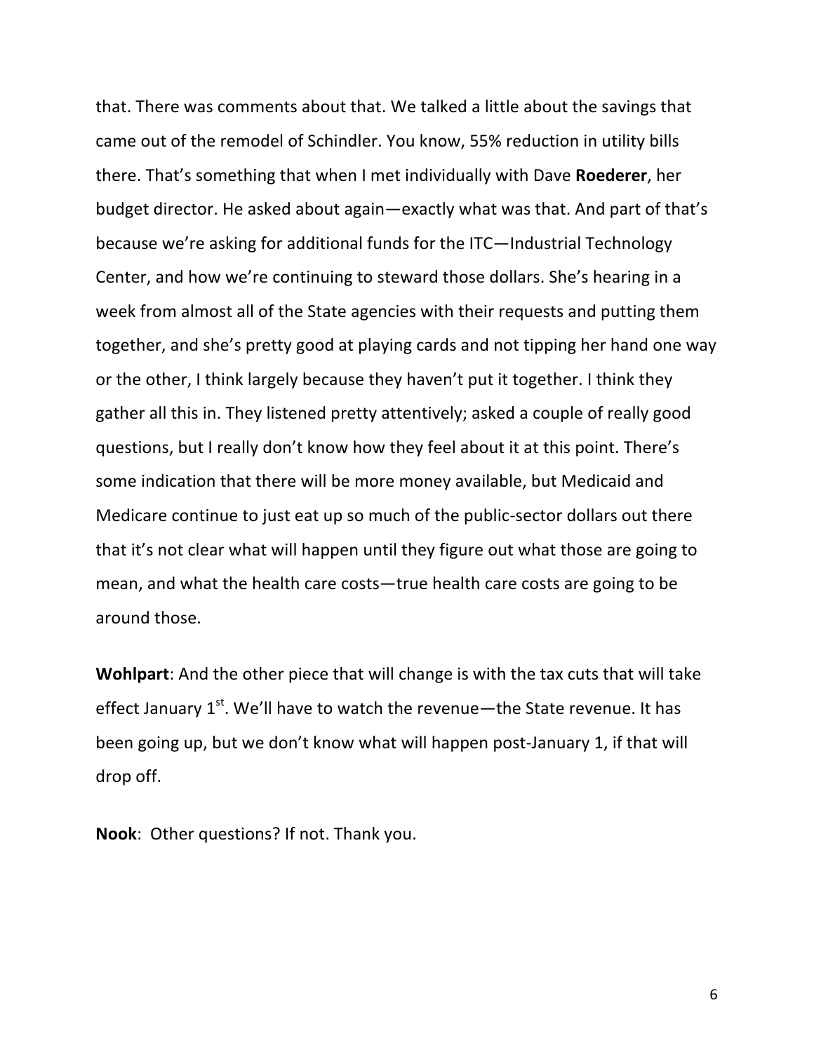that. There was comments about that. We talked a little about the savings that came out of the remodel of Schindler. You know, 55% reduction in utility bills there. That's something that when I met individually with Dave **Roederer**, her budget director. He asked about again—exactly what was that. And part of that's because we're asking for additional funds for the ITC—Industrial Technology Center, and how we're continuing to steward those dollars. She's hearing in a week from almost all of the State agencies with their requests and putting them together, and she's pretty good at playing cards and not tipping her hand one way or the other, I think largely because they haven't put it together. I think they gather all this in. They listened pretty attentively; asked a couple of really good questions, but I really don't know how they feel about it at this point. There's some indication that there will be more money available, but Medicaid and Medicare continue to just eat up so much of the public-sector dollars out there that it's not clear what will happen until they figure out what those are going to mean, and what the health care costs—true health care costs are going to be around those.

**Wohlpart**: And the other piece that will change is with the tax cuts that will take effect January 1st. We'll have to watch the revenue—the State revenue. It has been going up, but we don't know what will happen post-January 1, if that will drop off.

**Nook**: Other questions? If not. Thank you.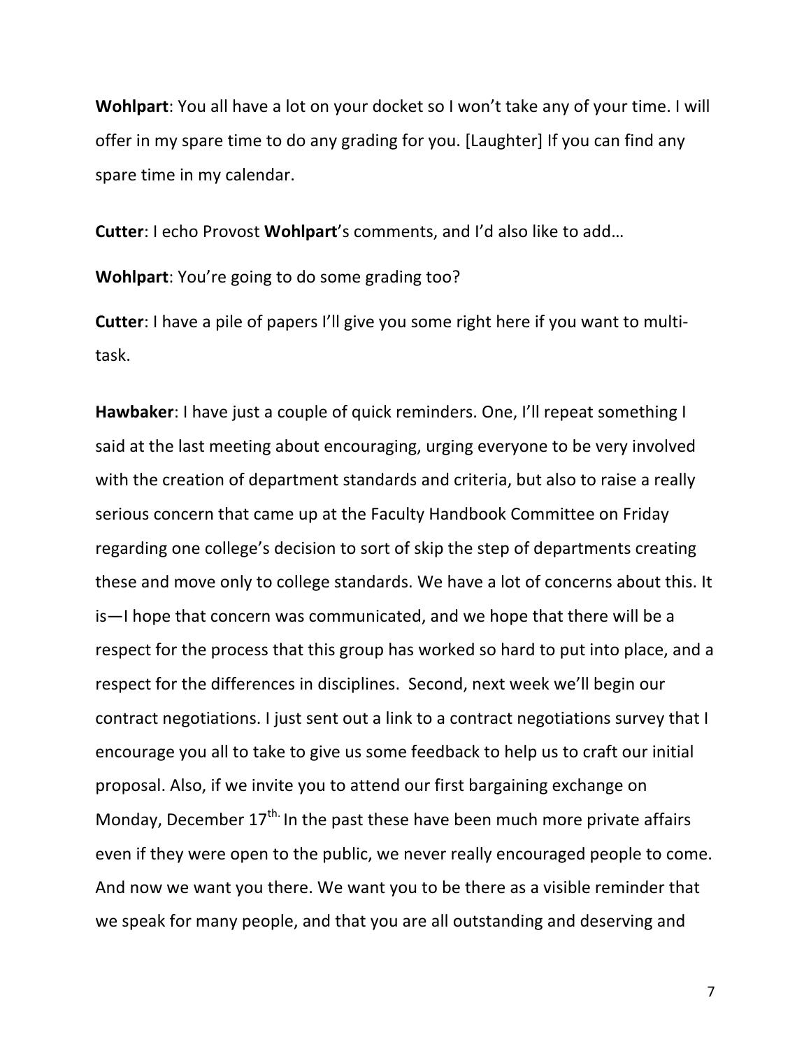**Wohlpart**: You all have a lot on your docket so I won't take any of your time. I will offer in my spare time to do any grading for you. [Laughter] If you can find any spare time in my calendar.

**Cutter**: I echo Provost **Wohlpart**'s comments, and I'd also like to add…

**Wohlpart**: You're going to do some grading too?

**Cutter**: I have a pile of papers I'll give you some right here if you want to multi-task.

**Hawbaker**: I have just a couple of quick reminders. One, I'll repeat something I said at the last meeting about encouraging, urging everyone to be very involved with the creation of department standards and criteria, but also to raise a really serious concern that came up at the Faculty Handbook Committee on Friday regarding one college's decision to sort of skip the step of departments creating these and move only to college standards. We have a lot of concerns about this. It is—I hope that concern was communicated, and we hope that there will be a respect for the process that this group has worked so hard to put into place, and a respect for the differences in disciplines. Second, next week we'll begin our contract negotiations. I just sent out a link to a contract negotiations survey that I encourage you all to take to give us some feedback to help us to craft our initial proposal. Also, if we invite you to attend our first bargaining exchange on Monday, December 17th. In the past these have been much more private affairs even if they were open to the public, we never really encouraged people to come. And now we want you there. We want you to be there as a visible reminder that we speak for many people, and that you are all outstanding and deserving and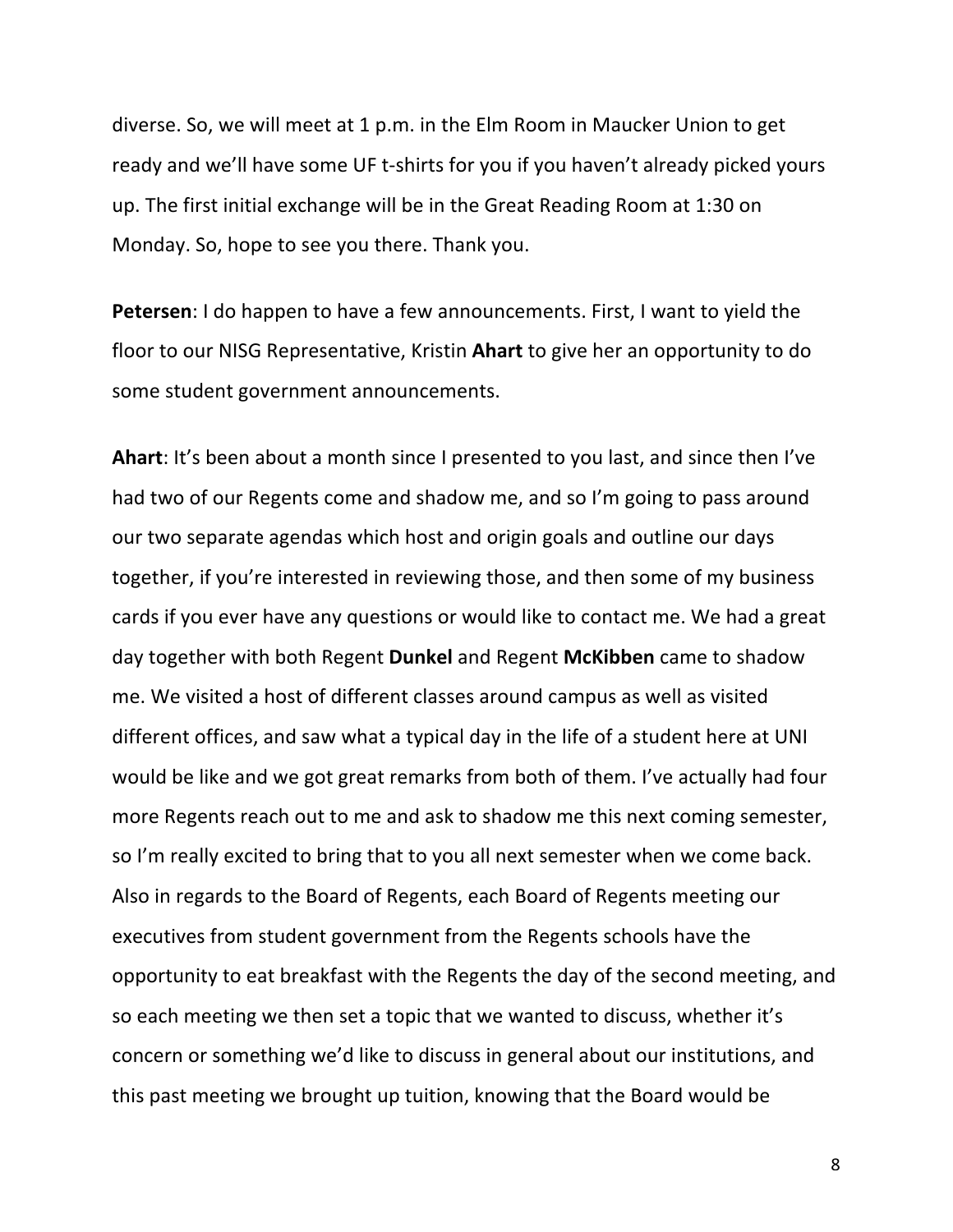diverse. So, we will meet at 1 p.m. in the Elm Room in Maucker Union to get ready and we'll have some UF t-shirts for you if you haven't already picked yours up. The first initial exchange will be in the Great Reading Room at 1:30 on Monday. So, hope to see you there. Thank you.

**Petersen**: I do happen to have a few announcements. First, I want to yield the floor to our NISG Representative, Kristin **Ahart** to give her an opportunity to do some student government announcements.

**Ahart**: It's been about a month since I presented to you last, and since then I've had two of our Regents come and shadow me, and so I'm going to pass around our two separate agendas which host and origin goals and outline our days together, if you're interested in reviewing those, and then some of my business cards if you ever have any questions or would like to contact me. We had a great day together with both Regent **Dunkel** and Regent **McKibben** came to shadow me. We visited a host of different classes around campus as well as visited different offices, and saw what a typical day in the life of a student here at UNI would be like and we got great remarks from both of them. I've actually had four more Regents reach out to me and ask to shadow me this next coming semester, so I'm really excited to bring that to you all next semester when we come back. Also in regards to the Board of Regents, each Board of Regents meeting our executives from student government from the Regents schools have the opportunity to eat breakfast with the Regents the day of the second meeting, and so each meeting we then set a topic that we wanted to discuss, whether it's concern or something we'd like to discuss in general about our institutions, and this past meeting we brought up tuition, knowing that the Board would be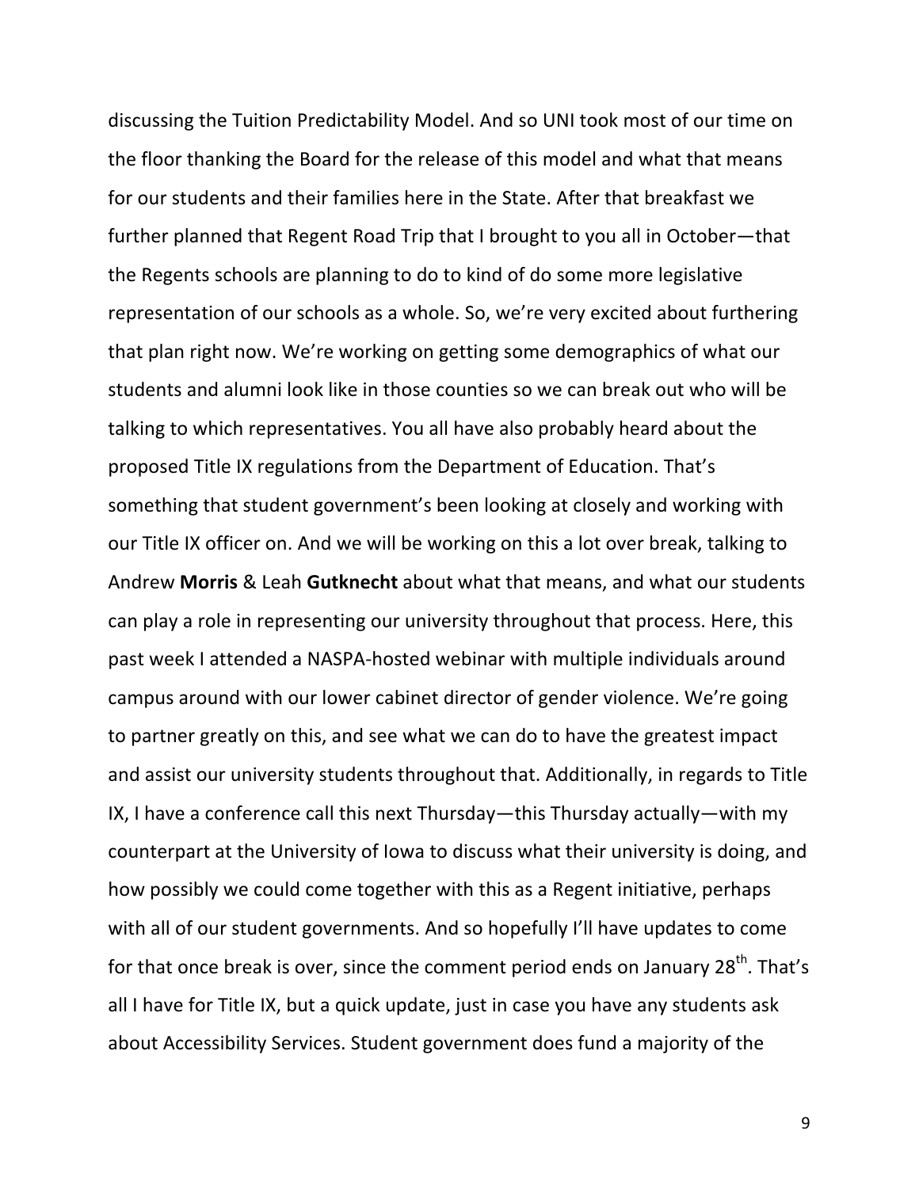discussing the Tuition Predictability Model. And so UNI took most of our time on the floor thanking the Board for the release of this model and what that means for our students and their families here in the State. After that breakfast we further planned that Regent Road Trip that I brought to you all in October—that the Regents schools are planning to do to kind of do some more legislative representation of our schools as a whole. So, we're very excited about furthering that plan right now. We're working on getting some demographics of what our students and alumni look like in those counties so we can break out who will be talking to which representatives. You all have also probably heard about the proposed Title IX regulations from the Department of Education. That's something that student government's been looking at closely and working with our Title IX officer on. And we will be working on this a lot over break, talking to Andrew **Morris** & Leah **Gutknecht** about what that means, and what our students can play a role in representing our university throughout that process. Here, this past week I attended a NASPA-hosted webinar with multiple individuals around campus around with our lower cabinet director of gender violence. We're going to partner greatly on this, and see what we can do to have the greatest impact and assist our university students throughout that. Additionally, in regards to Title IX, I have a conference call this next Thursday—this Thursday actually—with my counterpart at the University of Iowa to discuss what their university is doing, and how possibly we could come together with this as a Regent initiative, perhaps with all of our student governments. And so hopefully I'll have updates to come for that once break is over, since the comment period ends on January 28th. That's all I have for Title IX, but a quick update, just in case you have any students ask about Accessibility Services. Student government does fund a majority of the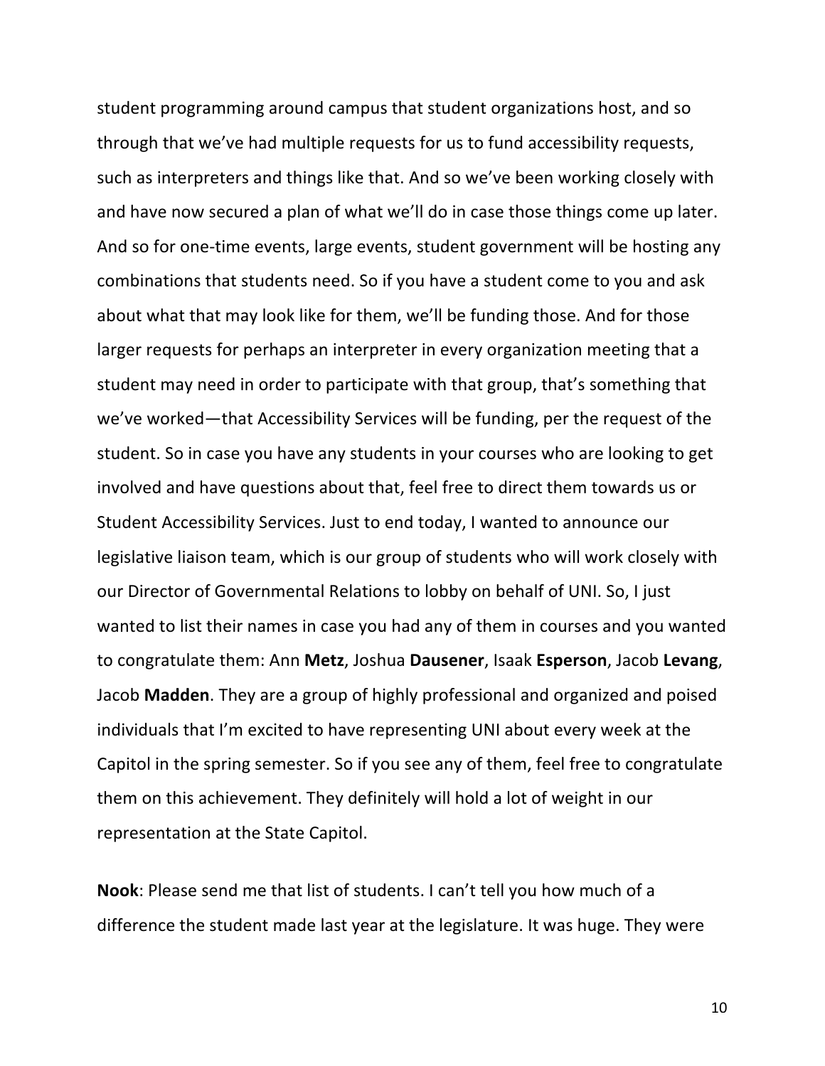student programming around campus that student organizations host, and so through that we've had multiple requests for us to fund accessibility requests, such as interpreters and things like that. And so we've been working closely with and have now secured a plan of what we'll do in case those things come up later. And so for one-time events, large events, student government will be hosting any combinations that students need. So if you have a student come to you and ask about what that may look like for them, we'll be funding those. And for those larger requests for perhaps an interpreter in every organization meeting that a student may need in order to participate with that group, that's something that we've worked—that Accessibility Services will be funding, per the request of the student. So in case you have any students in your courses who are looking to get involved and have questions about that, feel free to direct them towards us or Student Accessibility Services. Just to end today, I wanted to announce our legislative liaison team, which is our group of students who will work closely with our Director of Governmental Relations to lobby on behalf of UNI. So, I just wanted to list their names in case you had any of them in courses and you wanted to congratulate them: Ann **Metz**, Joshua **Dausener**, Isaak **Esperson**, Jacob **Levang**, Jacob **Madden**. They are a group of highly professional and organized and poised individuals that I'm excited to have representing UNI about every week at the Capitol in the spring semester. So if you see any of them, feel free to congratulate them on this achievement. They definitely will hold a lot of weight in our representation at the State Capitol.

**Nook**: Please send me that list of students. I can't tell you how much of a difference the student made last year at the legislature. It was huge. They were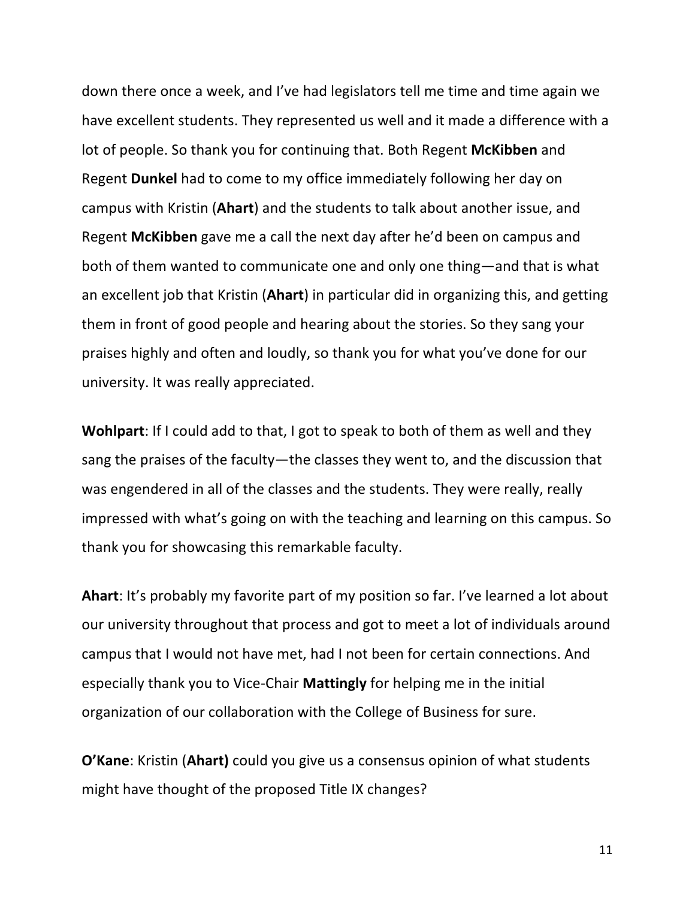down there once a week, and I've had legislators tell me time and time again we have excellent students. They represented us well and it made a difference with a lot of people. So thank you for continuing that. Both Regent **McKibben** and Regent **Dunkel** had to come to my office immediately following her day on campus with Kristin (**Ahart**) and the students to talk about another issue, and Regent **McKibben** gave me a call the next day after he'd been on campus and both of them wanted to communicate one and only one thing—and that is what an excellent job that Kristin (**Ahart**) in particular did in organizing this, and getting them in front of good people and hearing about the stories. So they sang your praises highly and often and loudly, so thank you for what you've done for our university. It was really appreciated.

**Wohlpart**: If I could add to that, I got to speak to both of them as well and they sang the praises of the faculty—the classes they went to, and the discussion that was engendered in all of the classes and the students. They were really, really impressed with what's going on with the teaching and learning on this campus. So thank you for showcasing this remarkable faculty.

**Ahart**: It's probably my favorite part of my position so far. I've learned a lot about our university throughout that process and got to meet a lot of individuals around campus that I would not have met, had I not been for certain connections. And especially thank you to Vice-Chair **Mattingly** for helping me in the initial organization of our collaboration with the College of Business for sure.

**O'Kane**: Kristin (**Ahart)** could you give us a consensus opinion of what students might have thought of the proposed Title IX changes?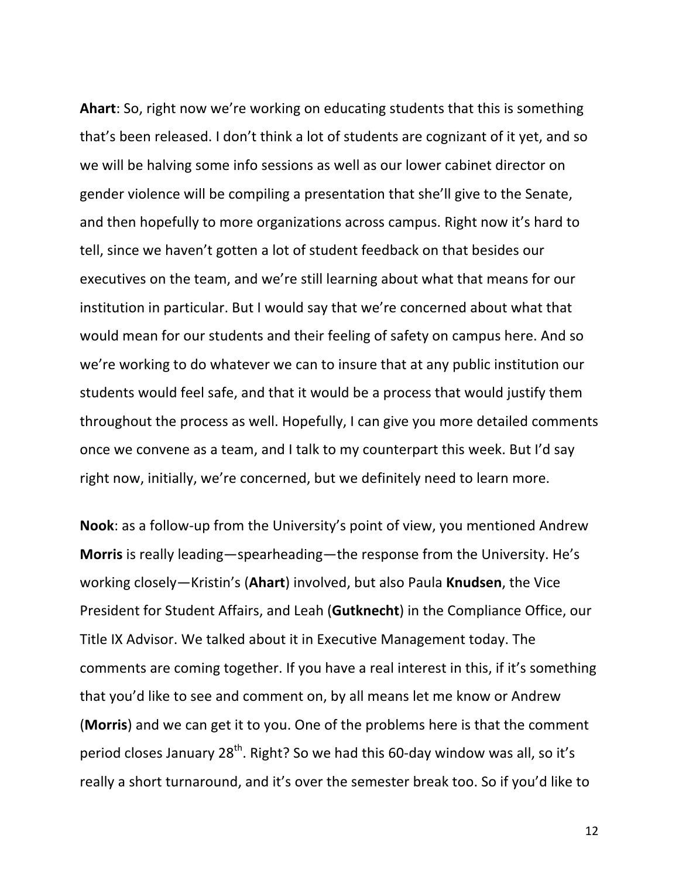**Ahart**: So, right now we're working on educating students that this is something that's been released. I don't think a lot of students are cognizant of it yet, and so we will be halving some info sessions as well as our lower cabinet director on gender violence will be compiling a presentation that she'll give to the Senate, and then hopefully to more organizations across campus. Right now it's hard to tell, since we haven't gotten a lot of student feedback on that besides our executives on the team, and we're still learning about what that means for our institution in particular. But I would say that we're concerned about what that would mean for our students and their feeling of safety on campus here. And so we're working to do whatever we can to insure that at any public institution our students would feel safe, and that it would be a process that would justify them throughout the process as well. Hopefully, I can give you more detailed comments once we convene as a team, and I talk to my counterpart this week. But I'd say right now, initially, we're concerned, but we definitely need to learn more.

**Nook**: as a follow-up from the University's point of view, you mentioned Andrew **Morris** is really leading—spearheading—the response from the University. He's working closely—Kristin's (**Ahart**) involved, but also Paula **Knudsen**, the Vice President for Student Affairs, and Leah (**Gutknecht**) in the Compliance Office, our Title IX Advisor. We talked about it in Executive Management today. The comments are coming together. If you have a real interest in this, if it's something that you'd like to see and comment on, by all means let me know or Andrew (**Morris**) and we can get it to you. One of the problems here is that the comment period closes January 28th. Right? So we had this 60-day window was all, so it's really a short turnaround, and it's over the semester break too. So if you'd like to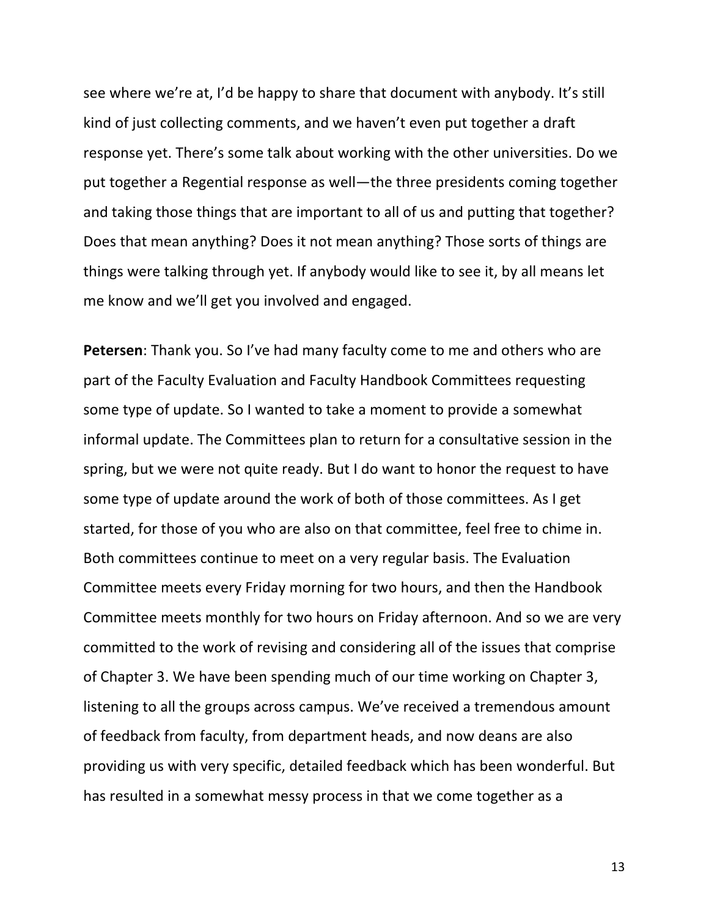see where we're at, I'd be happy to share that document with anybody. It's still kind of just collecting comments, and we haven't even put together a draft response yet. There's some talk about working with the other universities. Do we put together a Regential response as well—the three presidents coming together and taking those things that are important to all of us and putting that together? Does that mean anything? Does it not mean anything? Those sorts of things are things were talking through yet. If anybody would like to see it, by all means let me know and we'll get you involved and engaged.

**Petersen**: Thank you. So I've had many faculty come to me and others who are part of the Faculty Evaluation and Faculty Handbook Committees requesting some type of update. So I wanted to take a moment to provide a somewhat informal update. The Committees plan to return for a consultative session in the spring, but we were not quite ready. But I do want to honor the request to have some type of update around the work of both of those committees. As I get started, for those of you who are also on that committee, feel free to chime in. Both committees continue to meet on a very regular basis. The Evaluation Committee meets every Friday morning for two hours, and then the Handbook Committee meets monthly for two hours on Friday afternoon. And so we are very committed to the work of revising and considering all of the issues that comprise of Chapter 3. We have been spending much of our time working on Chapter 3, listening to all the groups across campus. We've received a tremendous amount of feedback from faculty, from department heads, and now deans are also providing us with very specific, detailed feedback which has been wonderful. But has resulted in a somewhat messy process in that we come together as a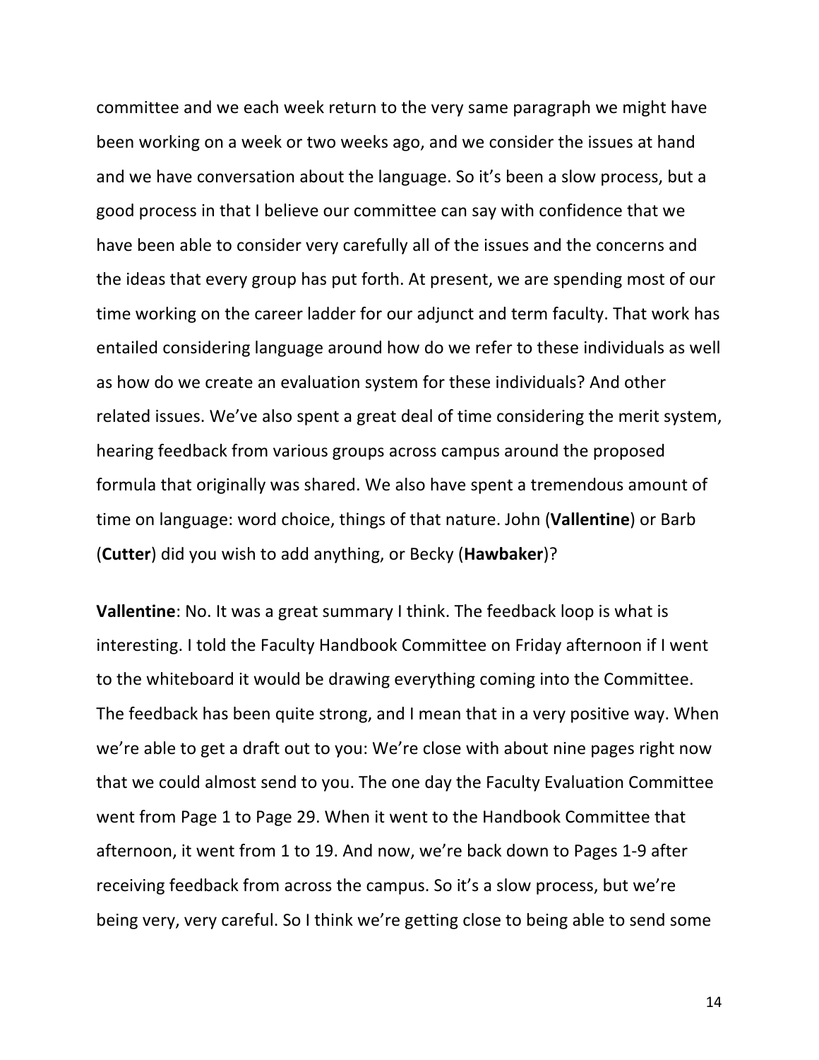committee and we each week return to the very same paragraph we might have been working on a week or two weeks ago, and we consider the issues at hand and we have conversation about the language. So it's been a slow process, but a good process in that I believe our committee can say with confidence that we have been able to consider very carefully all of the issues and the concerns and the ideas that every group has put forth. At present, we are spending most of our time working on the career ladder for our adjunct and term faculty. That work has entailed considering language around how do we refer to these individuals as well as how do we create an evaluation system for these individuals? And other related issues. We've also spent a great deal of time considering the merit system, hearing feedback from various groups across campus around the proposed formula that originally was shared. We also have spent a tremendous amount of time on language: word choice, things of that nature. John (**Vallentine**) or Barb (**Cutter**) did you wish to add anything, or Becky (**Hawbaker**)?

**Vallentine**: No. It was a great summary I think. The feedback loop is what is interesting. I told the Faculty Handbook Committee on Friday afternoon if I went to the whiteboard it would be drawing everything coming into the Committee. The feedback has been quite strong, and I mean that in a very positive way. When we're able to get a draft out to you: We're close with about nine pages right now that we could almost send to you. The one day the Faculty Evaluation Committee went from Page 1 to Page 29. When it went to the Handbook Committee that afternoon, it went from 1 to 19. And now, we're back down to Pages 1-9 after receiving feedback from across the campus. So it's a slow process, but we're being very, very careful. So I think we're getting close to being able to send some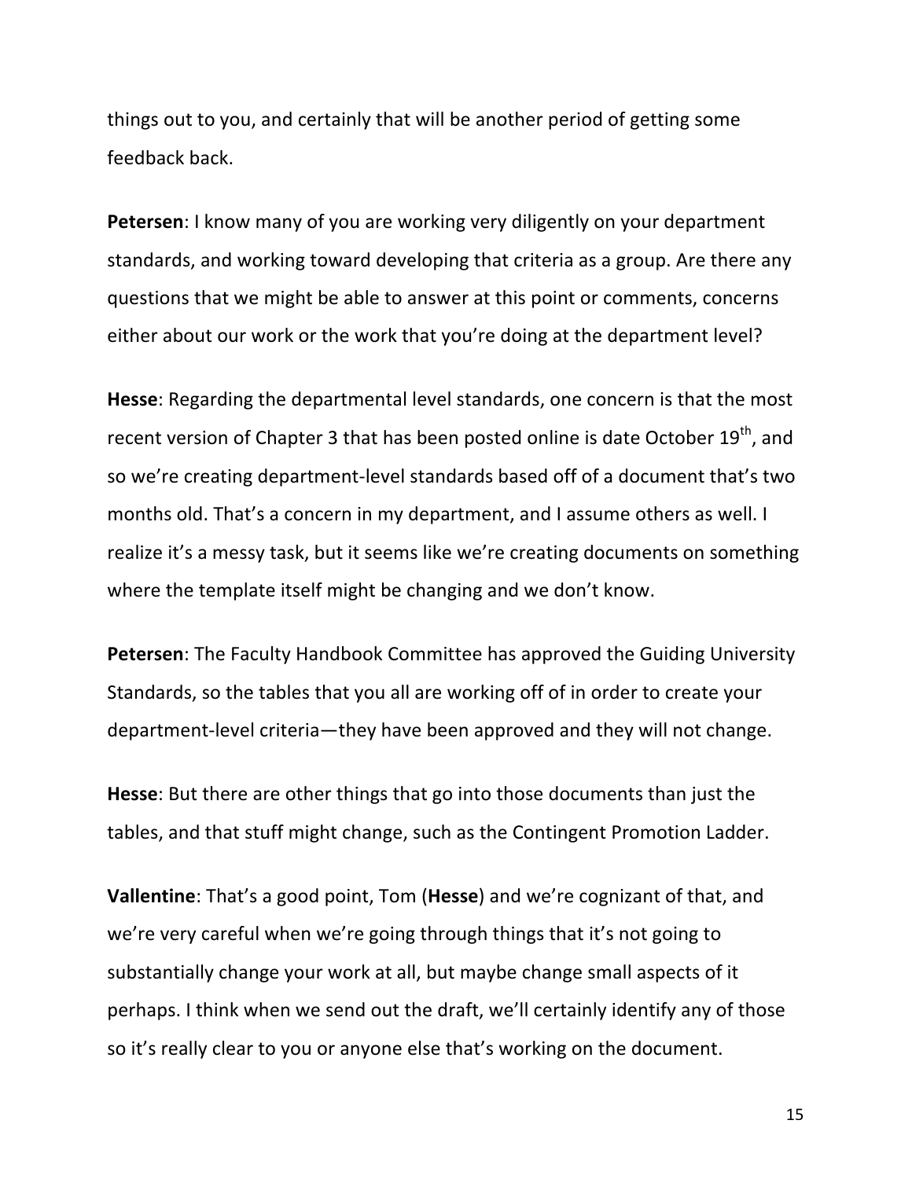things out to you, and certainly that will be another period of getting some feedback back.

**Petersen**: I know many of you are working very diligently on your department standards, and working toward developing that criteria as a group. Are there any questions that we might be able to answer at this point or comments, concerns either about our work or the work that you're doing at the department level?

**Hesse**: Regarding the departmental level standards, one concern is that the most recent version of Chapter 3 that has been posted online is date October 19th, and so we're creating department-level standards based off of a document that's two months old. That's a concern in my department, and I assume others as well. I realize it's a messy task, but it seems like we're creating documents on something where the template itself might be changing and we don't know.

**Petersen**: The Faculty Handbook Committee has approved the Guiding University Standards, so the tables that you all are working off of in order to create your department-level criteria—they have been approved and they will not change.

**Hesse**: But there are other things that go into those documents than just the tables, and that stuff might change, such as the Contingent Promotion Ladder.

**Vallentine**: That's a good point, Tom (**Hesse**) and we're cognizant of that, and we're very careful when we're going through things that it's not going to substantially change your work at all, but maybe change small aspects of it perhaps. I think when we send out the draft, we'll certainly identify any of those so it's really clear to you or anyone else that's working on the document.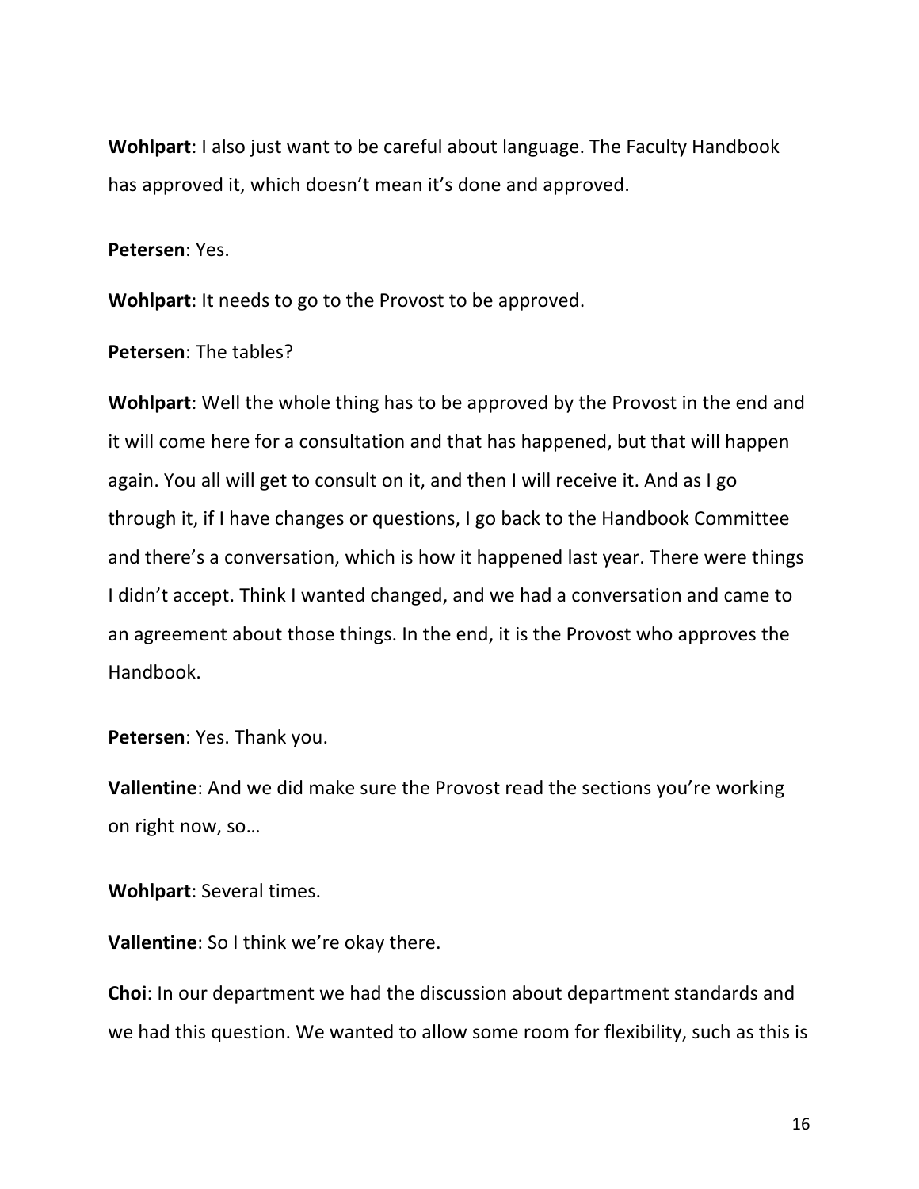**Wohlpart**: I also just want to be careful about language. The Faculty Handbook has approved it, which doesn't mean it's done and approved.

**Petersen**: Yes.

**Wohlpart**: It needs to go to the Provost to be approved.

**Petersen**: The tables?

**Wohlpart**: Well the whole thing has to be approved by the Provost in the end and it will come here for a consultation and that has happened, but that will happen again. You all will get to consult on it, and then I will receive it. And as I go through it, if I have changes or questions, I go back to the Handbook Committee and there's a conversation, which is how it happened last year. There were things I didn't accept. Think I wanted changed, and we had a conversation and came to an agreement about those things. In the end, it is the Provost who approves the Handbook.

**Petersen**: Yes. Thank you.

**Vallentine**: And we did make sure the Provost read the sections you're working on right now, so…

**Wohlpart**: Several times.

**Vallentine**: So I think we're okay there.

**Choi**: In our department we had the discussion about department standards and we had this question. We wanted to allow some room for flexibility, such as this is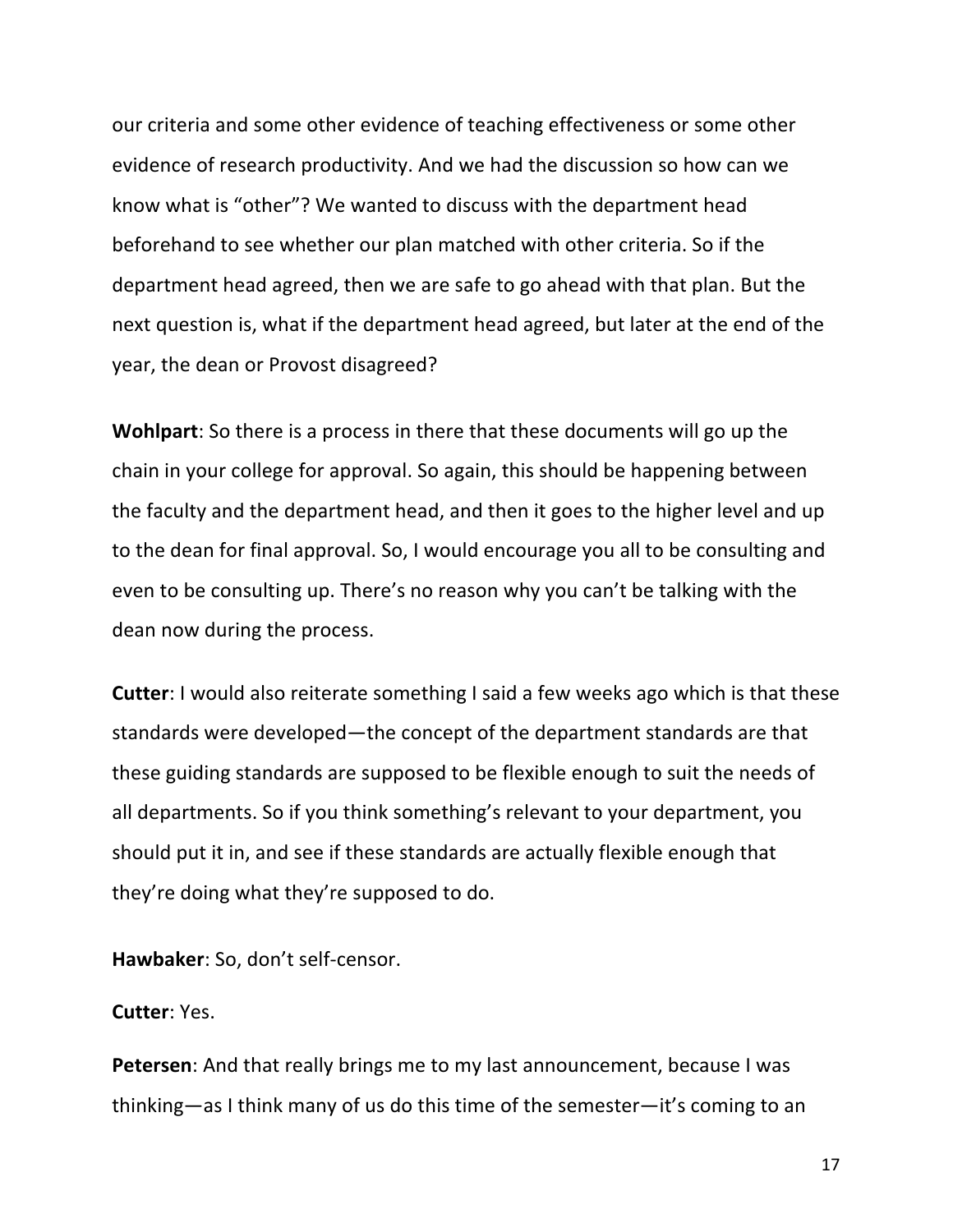our criteria and some other evidence of teaching effectiveness or some other evidence of research productivity. And we had the discussion so how can we know what is "other"? We wanted to discuss with the department head beforehand to see whether our plan matched with other criteria. So if the department head agreed, then we are safe to go ahead with that plan. But the next question is, what if the department head agreed, but later at the end of the year, the dean or Provost disagreed?

**Wohlpart**: So there is a process in there that these documents will go up the chain in your college for approval. So again, this should be happening between the faculty and the department head, and then it goes to the higher level and up to the dean for final approval. So, I would encourage you all to be consulting and even to be consulting up. There's no reason why you can't be talking with the dean now during the process.

**Cutter**: I would also reiterate something I said a few weeks ago which is that these standards were developed—the concept of the department standards are that these guiding standards are supposed to be flexible enough to suit the needs of all departments. So if you think something's relevant to your department, you should put it in, and see if these standards are actually flexible enough that they're doing what they're supposed to do.

**Hawbaker**: So, don't self-censor.

**Cutter**: Yes.

**Petersen**: And that really brings me to my last announcement, because I was thinking—as I think many of us do this time of the semester—it's coming to an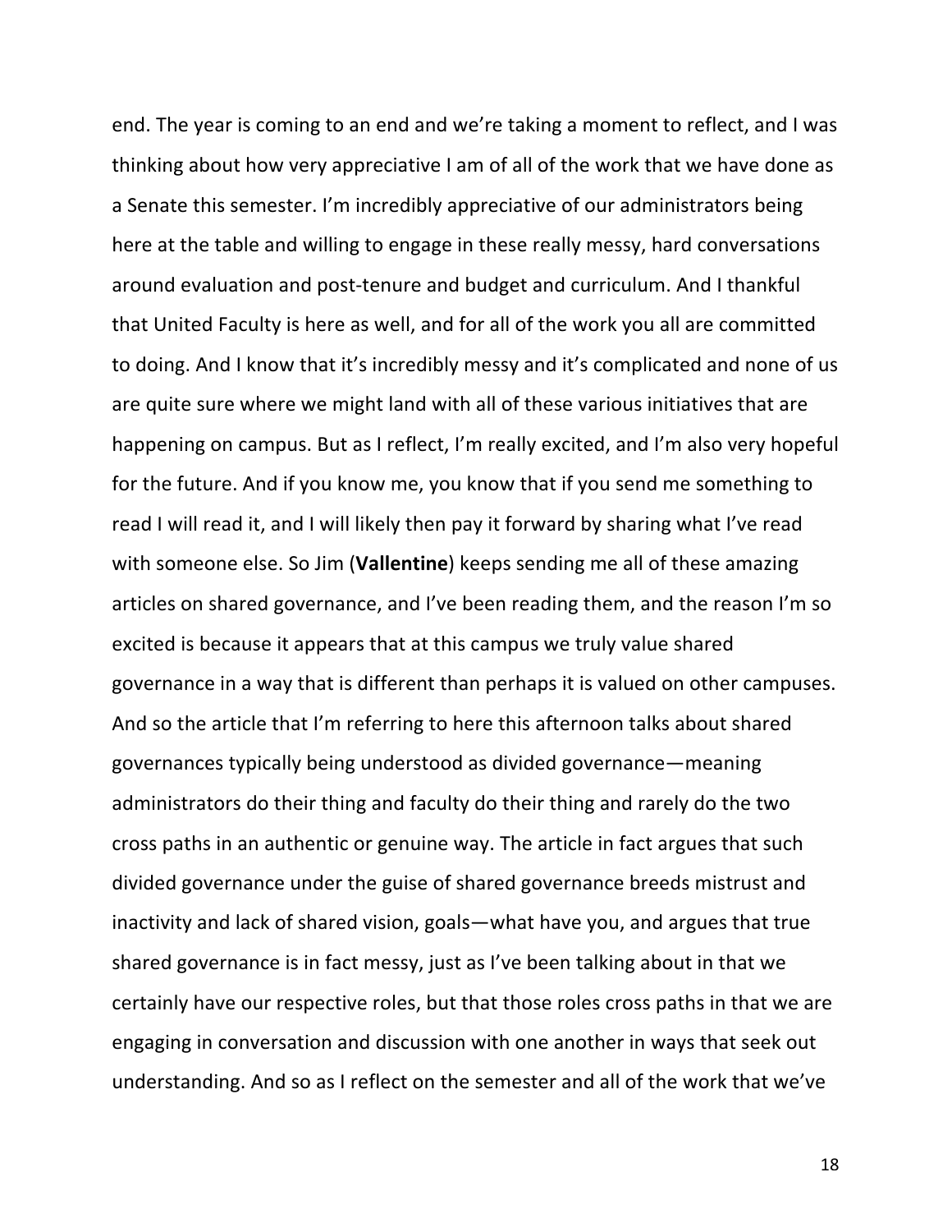end. The year is coming to an end and we're taking a moment to reflect, and I was thinking about how very appreciative I am of all of the work that we have done as a Senate this semester. I'm incredibly appreciative of our administrators being here at the table and willing to engage in these really messy, hard conversations around evaluation and post-tenure and budget and curriculum. And I thankful that United Faculty is here as well, and for all of the work you all are committed to doing. And I know that it's incredibly messy and it's complicated and none of us are quite sure where we might land with all of these various initiatives that are happening on campus. But as I reflect, I'm really excited, and I'm also very hopeful for the future. And if you know me, you know that if you send me something to read I will read it, and I will likely then pay it forward by sharing what I've read with someone else. So Jim (**Vallentine**) keeps sending me all of these amazing articles on shared governance, and I've been reading them, and the reason I'm so excited is because it appears that at this campus we truly value shared governance in a way that is different than perhaps it is valued on other campuses. And so the article that I'm referring to here this afternoon talks about shared governances typically being understood as divided governance—meaning administrators do their thing and faculty do their thing and rarely do the two cross paths in an authentic or genuine way. The article in fact argues that such divided governance under the guise of shared governance breeds mistrust and inactivity and lack of shared vision, goals—what have you, and argues that true shared governance is in fact messy, just as I've been talking about in that we certainly have our respective roles, but that those roles cross paths in that we are engaging in conversation and discussion with one another in ways that seek out understanding. And so as I reflect on the semester and all of the work that we've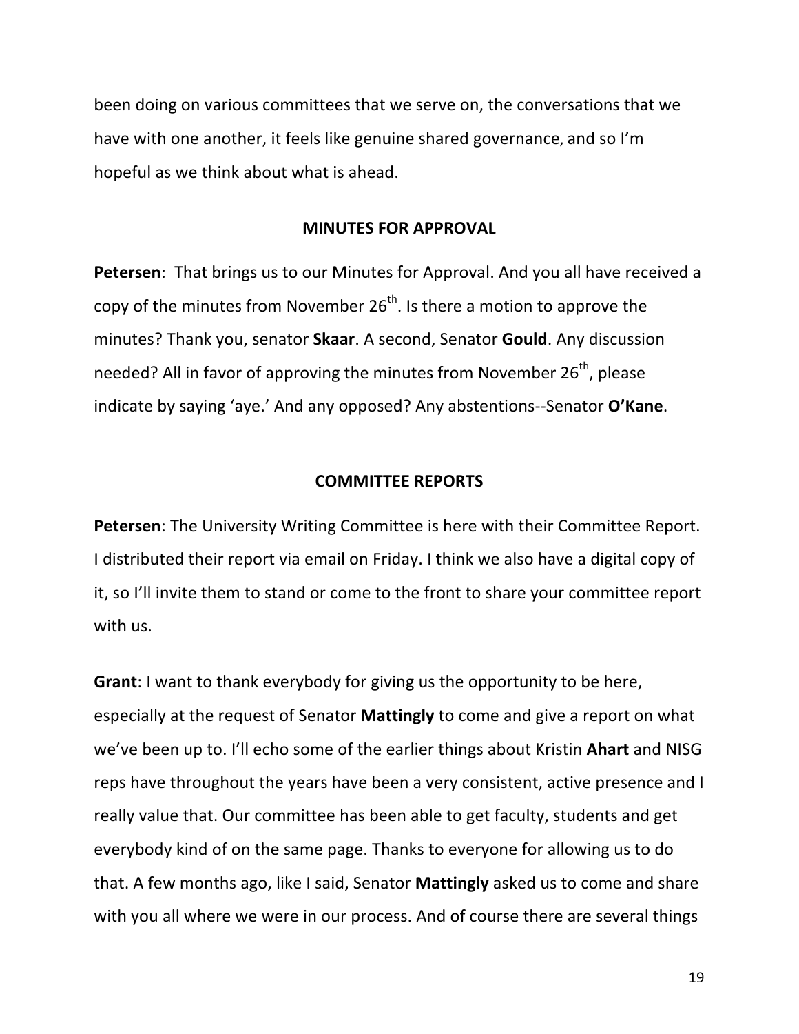been doing on various committees that we serve on, the conversations that we have with one another, it feels like genuine shared governance, and so I'm hopeful as we think about what is ahead.

## MINUTES FOR APPROVAL

**Petersen**: That brings us to our Minutes for Approval. And you all have received a copy of the minutes from November 26th. Is there a motion to approve the minutes? Thank you, senator **Skaar**. A second, Senator **Gould**. Any discussion needed? All in favor of approving the minutes from November 26th, please indicate by saying 'aye.' And any opposed? Any abstentions--Senator **O'Kane**.

## COMMITTEE REPORTS

**Petersen**: The University Writing Committee is here with their Committee Report. I distributed their report via email on Friday. I think we also have a digital copy of it, so I'll invite them to stand or come to the front to share your committee report with us.

**Grant**: I want to thank everybody for giving us the opportunity to be here, especially at the request of Senator **Mattingly** to come and give a report on what we've been up to. I'll echo some of the earlier things about Kristin **Ahart** and NISG reps have throughout the years have been a very consistent, active presence and I really value that. Our committee has been able to get faculty, students and get everybody kind of on the same page. Thanks to everyone for allowing us to do that. A few months ago, like I said, Senator **Mattingly** asked us to come and share with you all where we were in our process. And of course there are several things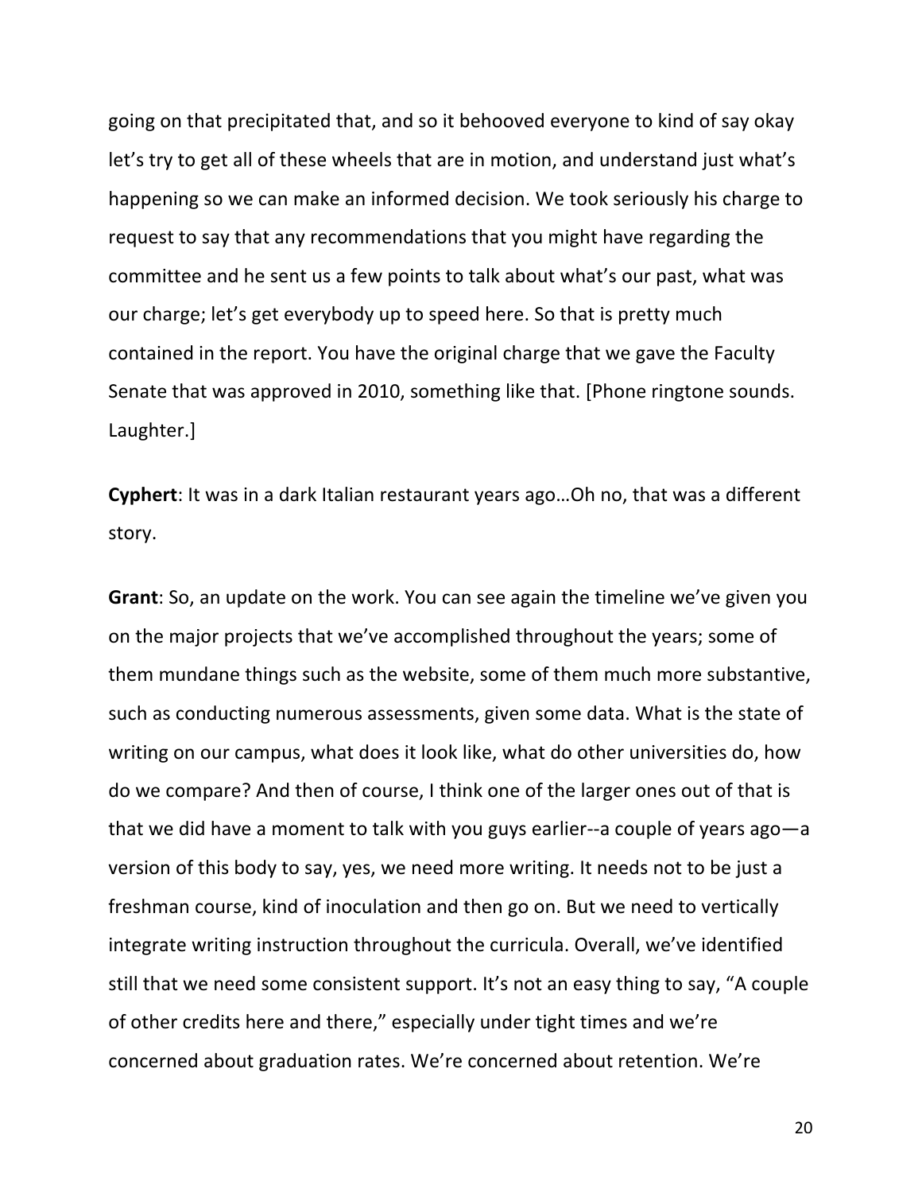going on that precipitated that, and so it behooved everyone to kind of say okay let's try to get all of these wheels that are in motion, and understand just what's happening so we can make an informed decision. We took seriously his charge to request to say that any recommendations that you might have regarding the committee and he sent us a few points to talk about what's our past, what was our charge; let's get everybody up to speed here. So that is pretty much contained in the report. You have the original charge that we gave the Faculty Senate that was approved in 2010, something like that. [Phone ringtone sounds. Laughter.]

**Cyphert**: It was in a dark Italian restaurant years ago…Oh no, that was a different story.

**Grant**: So, an update on the work. You can see again the timeline we've given you on the major projects that we've accomplished throughout the years; some of them mundane things such as the website, some of them much more substantive, such as conducting numerous assessments, given some data. What is the state of writing on our campus, what does it look like, what do other universities do, how do we compare? And then of course, I think one of the larger ones out of that is that we did have a moment to talk with you guys earlier--a couple of years ago—a version of this body to say, yes, we need more writing. It needs not to be just a freshman course, kind of inoculation and then go on. But we need to vertically integrate writing instruction throughout the curricula. Overall, we've identified still that we need some consistent support. It's not an easy thing to say, "A couple of other credits here and there," especially under tight times and we're concerned about graduation rates. We're concerned about retention. We're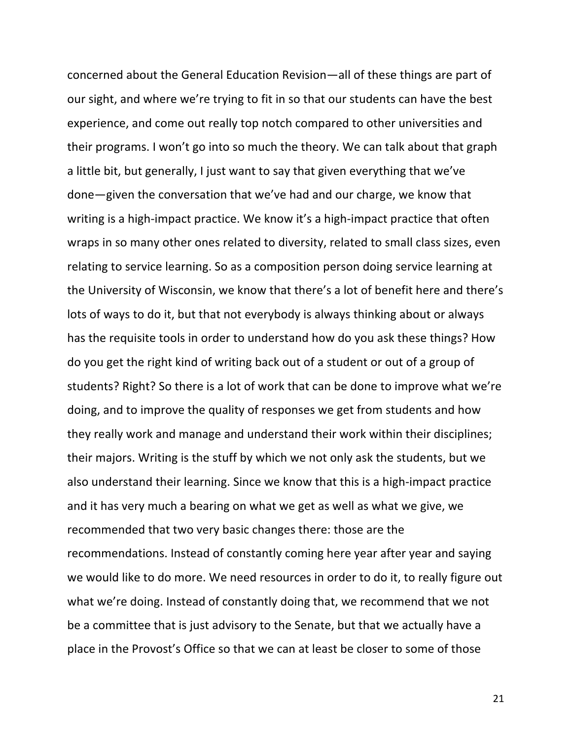concerned about the General Education Revision—all of these things are part of our sight, and where we're trying to fit in so that our students can have the best experience, and come out really top notch compared to other universities and their programs. I won't go into so much the theory. We can talk about that graph a little bit, but generally, I just want to say that given everything that we've done—given the conversation that we've had and our charge, we know that writing is a high-impact practice. We know it's a high-impact practice that often wraps in so many other ones related to diversity, related to small class sizes, even relating to service learning. So as a composition person doing service learning at the University of Wisconsin, we know that there's a lot of benefit here and there's lots of ways to do it, but that not everybody is always thinking about or always has the requisite tools in order to understand how do you ask these things? How do you get the right kind of writing back out of a student or out of a group of students? Right? So there is a lot of work that can be done to improve what we're doing, and to improve the quality of responses we get from students and how they really work and manage and understand their work within their disciplines; their majors. Writing is the stuff by which we not only ask the students, but we also understand their learning. Since we know that this is a high-impact practice and it has very much a bearing on what we get as well as what we give, we recommended that two very basic changes there: those are the recommendations. Instead of constantly coming here year after year and saying we would like to do more. We need resources in order to do it, to really figure out what we're doing. Instead of constantly doing that, we recommend that we not be a committee that is just advisory to the Senate, but that we actually have a place in the Provost's Office so that we can at least be closer to some of those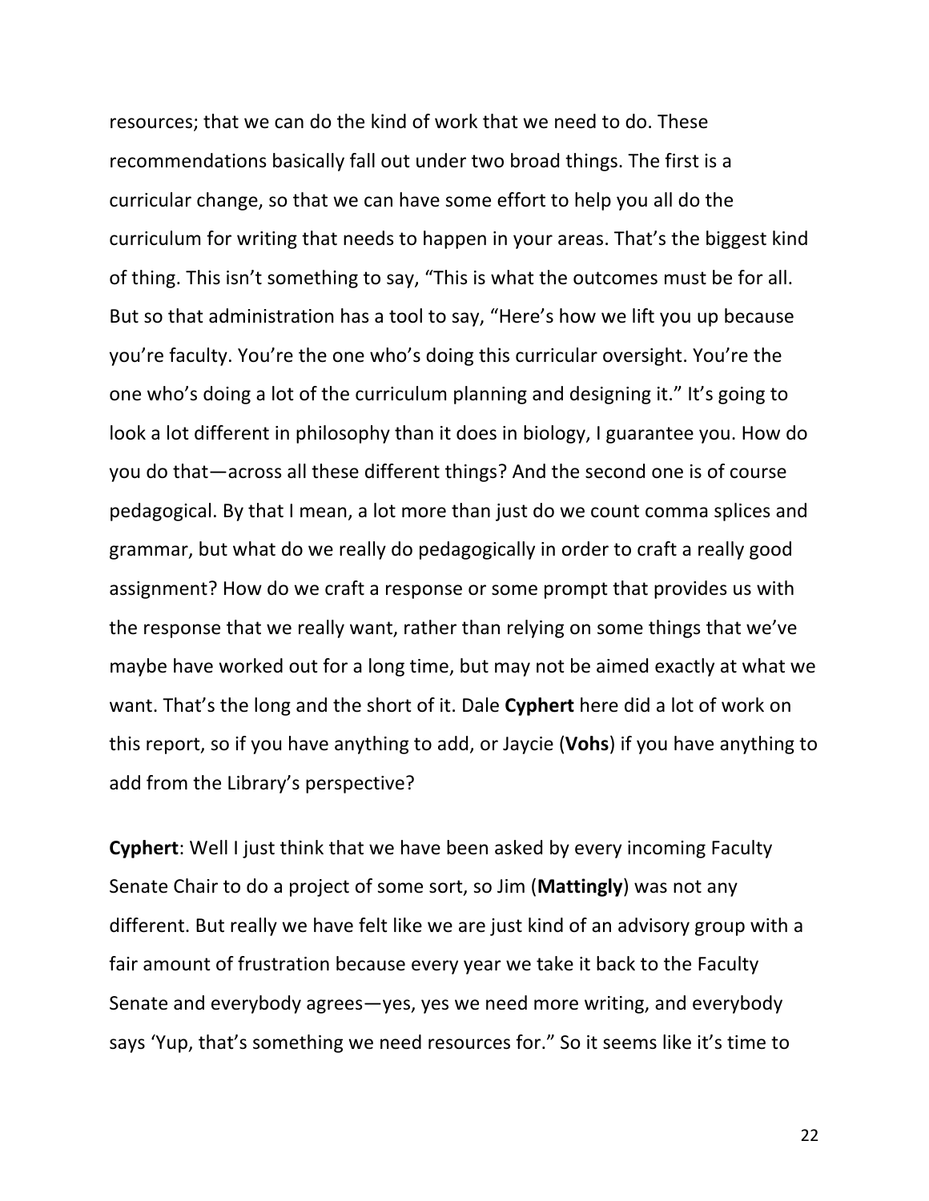resources; that we can do the kind of work that we need to do. These recommendations basically fall out under two broad things. The first is a curricular change, so that we can have some effort to help you all do the curriculum for writing that needs to happen in your areas. That's the biggest kind of thing. This isn't something to say, "This is what the outcomes must be for all. But so that administration has a tool to say, "Here's how we lift you up because you're faculty. You're the one who's doing this curricular oversight. You're the one who's doing a lot of the curriculum planning and designing it." It's going to look a lot different in philosophy than it does in biology, I guarantee you. How do you do that—across all these different things? And the second one is of course pedagogical. By that I mean, a lot more than just do we count comma splices and grammar, but what do we really do pedagogically in order to craft a really good assignment? How do we craft a response or some prompt that provides us with the response that we really want, rather than relying on some things that we've maybe have worked out for a long time, but may not be aimed exactly at what we want. That's the long and the short of it. Dale **Cyphert** here did a lot of work on this report, so if you have anything to add, or Jaycie (**Vohs**) if you have anything to add from the Library's perspective?

**Cyphert**: Well I just think that we have been asked by every incoming Faculty Senate Chair to do a project of some sort, so Jim (**Mattingly**) was not any different. But really we have felt like we are just kind of an advisory group with a fair amount of frustration because every year we take it back to the Faculty Senate and everybody agrees—yes, yes we need more writing, and everybody says 'Yup, that's something we need resources for." So it seems like it's time to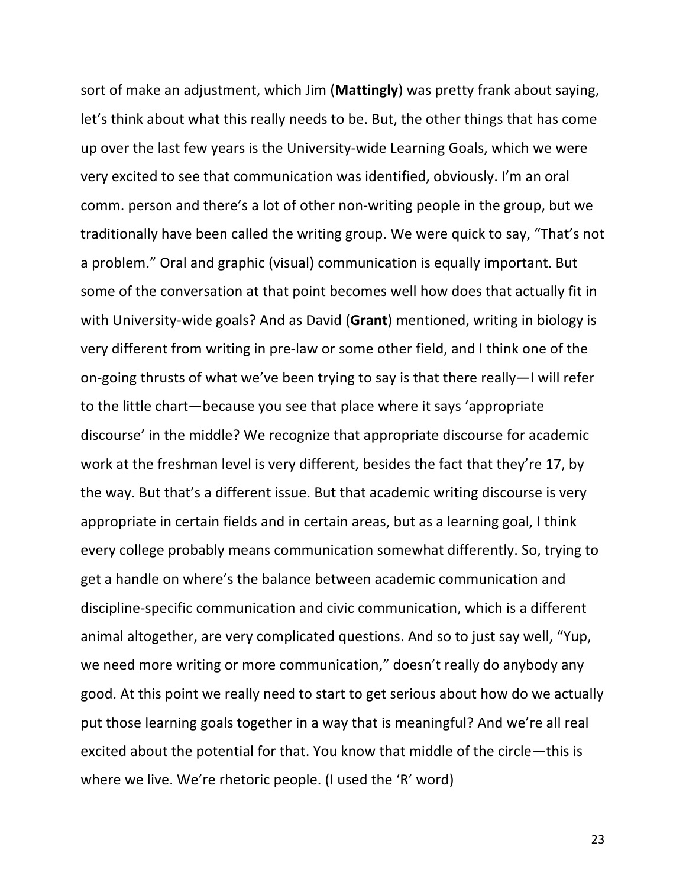sort of make an adjustment, which Jim (**Mattingly**) was pretty frank about saying, let's think about what this really needs to be. But, the other things that has come up over the last few years is the University-wide Learning Goals, which we were very excited to see that communication was identified, obviously. I'm an oral comm. person and there's a lot of other non-writing people in the group, but we traditionally have been called the writing group. We were quick to say, "That's not a problem." Oral and graphic (visual) communication is equally important. But some of the conversation at that point becomes well how does that actually fit in with University-wide goals? And as David (**Grant**) mentioned, writing in biology is very different from writing in pre-law or some other field, and I think one of the on-going thrusts of what we've been trying to say is that there really—I will refer to the little chart—because you see that place where it says 'appropriate discourse' in the middle? We recognize that appropriate discourse for academic work at the freshman level is very different, besides the fact that they're 17, by the way. But that's a different issue. But that academic writing discourse is very appropriate in certain fields and in certain areas, but as a learning goal, I think every college probably means communication somewhat differently. So, trying to get a handle on where's the balance between academic communication and discipline-specific communication and civic communication, which is a different animal altogether, are very complicated questions. And so to just say well, "Yup, we need more writing or more communication," doesn't really do anybody any good. At this point we really need to start to get serious about how do we actually put those learning goals together in a way that is meaningful? And we're all real excited about the potential for that. You know that middle of the circle—this is where we live. We're rhetoric people. (I used the 'R' word)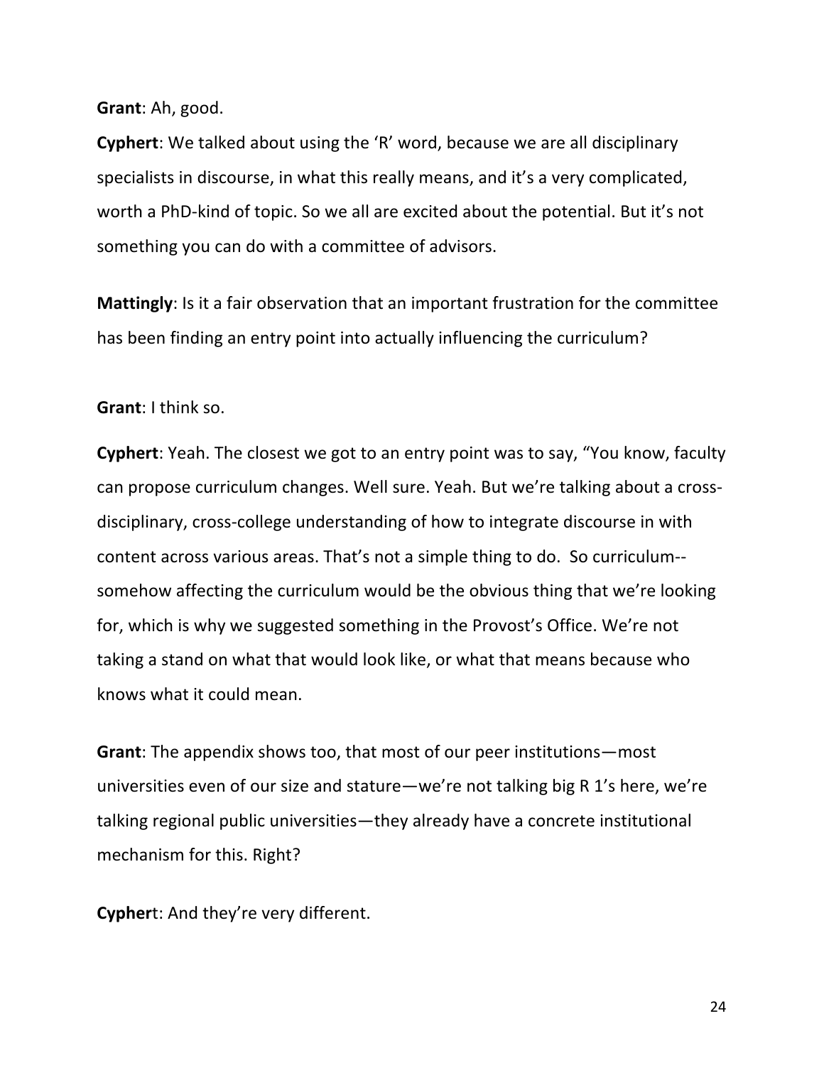**Grant**: Ah, good.

**Cyphert**: We talked about using the 'R' word, because we are all disciplinary specialists in discourse, in what this really means, and it's a very complicated, worth a PhD-kind of topic. So we all are excited about the potential. But it's not something you can do with a committee of advisors.

**Mattingly**: Is it a fair observation that an important frustration for the committee has been finding an entry point into actually influencing the curriculum?

**Grant**: I think so.

**Cyphert**: Yeah. The closest we got to an entry point was to say, "You know, faculty can propose curriculum changes. Well sure. Yeah. But we're talking about a cross-disciplinary, cross-college understanding of how to integrate discourse in with content across various areas. That's not a simple thing to do. So curriculum--somehow affecting the curriculum would be the obvious thing that we're looking for, which is why we suggested something in the Provost's Office. We're not taking a stand on what that would look like, or what that means because who knows what it could mean.

**Grant**: The appendix shows too, that most of our peer institutions—most universities even of our size and stature—we're not talking big R 1's here, we're talking regional public universities—they already have a concrete institutional mechanism for this. Right?

**Cyphert**: And they're very different.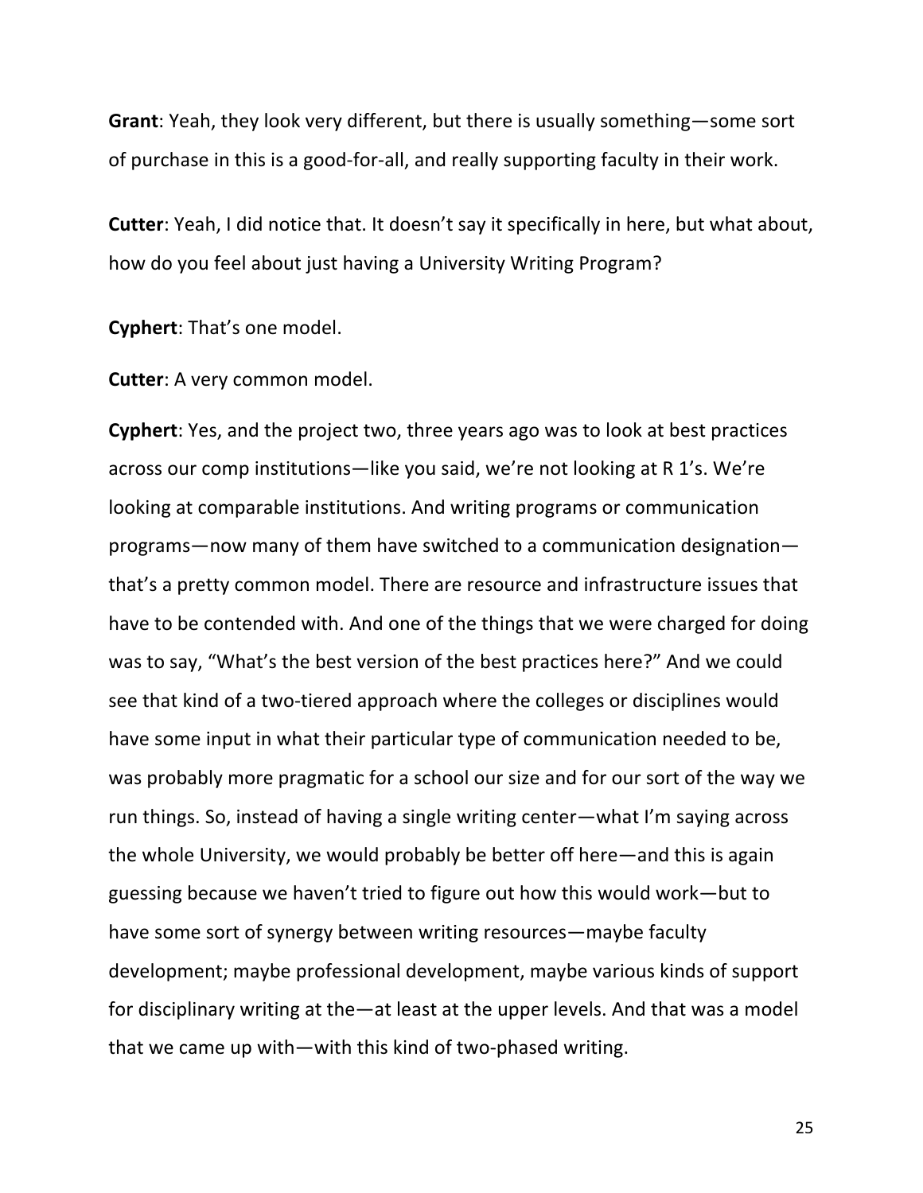**Grant**: Yeah, they look very different, but there is usually something—some sort of purchase in this is a good-for-all, and really supporting faculty in their work.

**Cutter**: Yeah, I did notice that. It doesn't say it specifically in here, but what about, how do you feel about just having a University Writing Program?

**Cyphert**: That's one model.

**Cutter**: A very common model.

**Cyphert**: Yes, and the project two, three years ago was to look at best practices across our comp institutions—like you said, we're not looking at R 1's. We're looking at comparable institutions. And writing programs or communication programs—now many of them have switched to a communication designation—that's a pretty common model. There are resource and infrastructure issues that have to be contended with. And one of the things that we were charged for doing was to say, "What's the best version of the best practices here?" And we could see that kind of a two-tiered approach where the colleges or disciplines would have some input in what their particular type of communication needed to be, was probably more pragmatic for a school our size and for our sort of the way we run things. So, instead of having a single writing center—what I'm saying across the whole University, we would probably be better off here—and this is again guessing because we haven't tried to figure out how this would work—but to have some sort of synergy between writing resources—maybe faculty development; maybe professional development, maybe various kinds of support for disciplinary writing at the—at least at the upper levels. And that was a model that we came up with—with this kind of two-phased writing.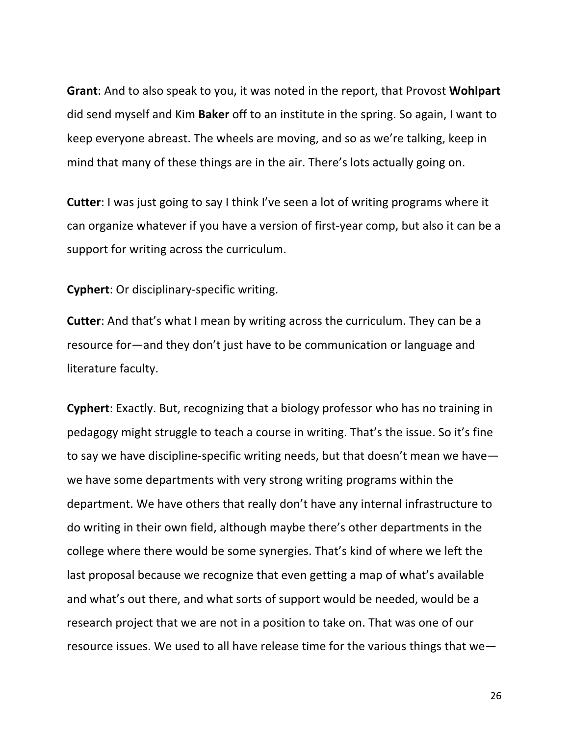**Grant**: And to also speak to you, it was noted in the report, that Provost **Wohlpart** did send myself and Kim **Baker** off to an institute in the spring. So again, I want to keep everyone abreast. The wheels are moving, and so as we're talking, keep in mind that many of these things are in the air. There's lots actually going on.

**Cutter**: I was just going to say I think I've seen a lot of writing programs where it can organize whatever if you have a version of first-year comp, but also it can be a support for writing across the curriculum.

**Cyphert**: Or disciplinary-specific writing.

**Cutter**: And that's what I mean by writing across the curriculum. They can be a resource for—and they don't just have to be communication or language and literature faculty.

**Cyphert**: Exactly. But, recognizing that a biology professor who has no training in pedagogy might struggle to teach a course in writing. That's the issue. So it's fine to say we have discipline-specific writing needs, but that doesn't mean we have—we have some departments with very strong writing programs within the department. We have others that really don't have any internal infrastructure to do writing in their own field, although maybe there's other departments in the college where there would be some synergies. That's kind of where we left the last proposal because we recognize that even getting a map of what's available and what's out there, and what sorts of support would be needed, would be a research project that we are not in a position to take on. That was one of our resource issues. We used to all have release time for the various things that we—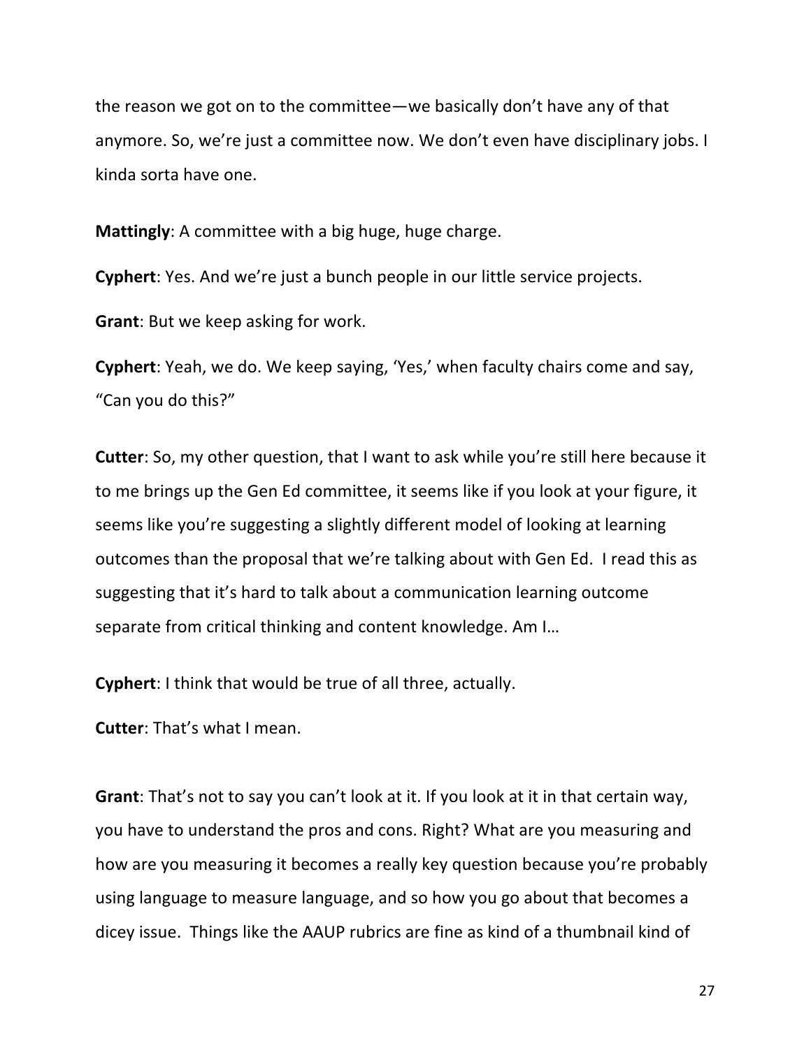the reason we got on to the committee—we basically don't have any of that anymore. So, we're just a committee now. We don't even have disciplinary jobs. I kinda sorta have one.

**Mattingly**: A committee with a big huge, huge charge.

**Cyphert**: Yes. And we're just a bunch people in our little service projects.

**Grant**: But we keep asking for work.

**Cyphert**: Yeah, we do. We keep saying, 'Yes,' when faculty chairs come and say, "Can you do this?"

**Cutter**: So, my other question, that I want to ask while you're still here because it to me brings up the Gen Ed committee, it seems like if you look at your figure, it seems like you're suggesting a slightly different model of looking at learning outcomes than the proposal that we're talking about with Gen Ed. I read this as suggesting that it's hard to talk about a communication learning outcome separate from critical thinking and content knowledge. Am I…

**Cyphert**: I think that would be true of all three, actually.

**Cutter**: That's what I mean.

**Grant**: That's not to say you can't look at it. If you look at it in that certain way, you have to understand the pros and cons. Right? What are you measuring and how are you measuring it becomes a really key question because you're probably using language to measure language, and so how you go about that becomes a dicey issue. Things like the AAUP rubrics are fine as kind of a thumbnail kind of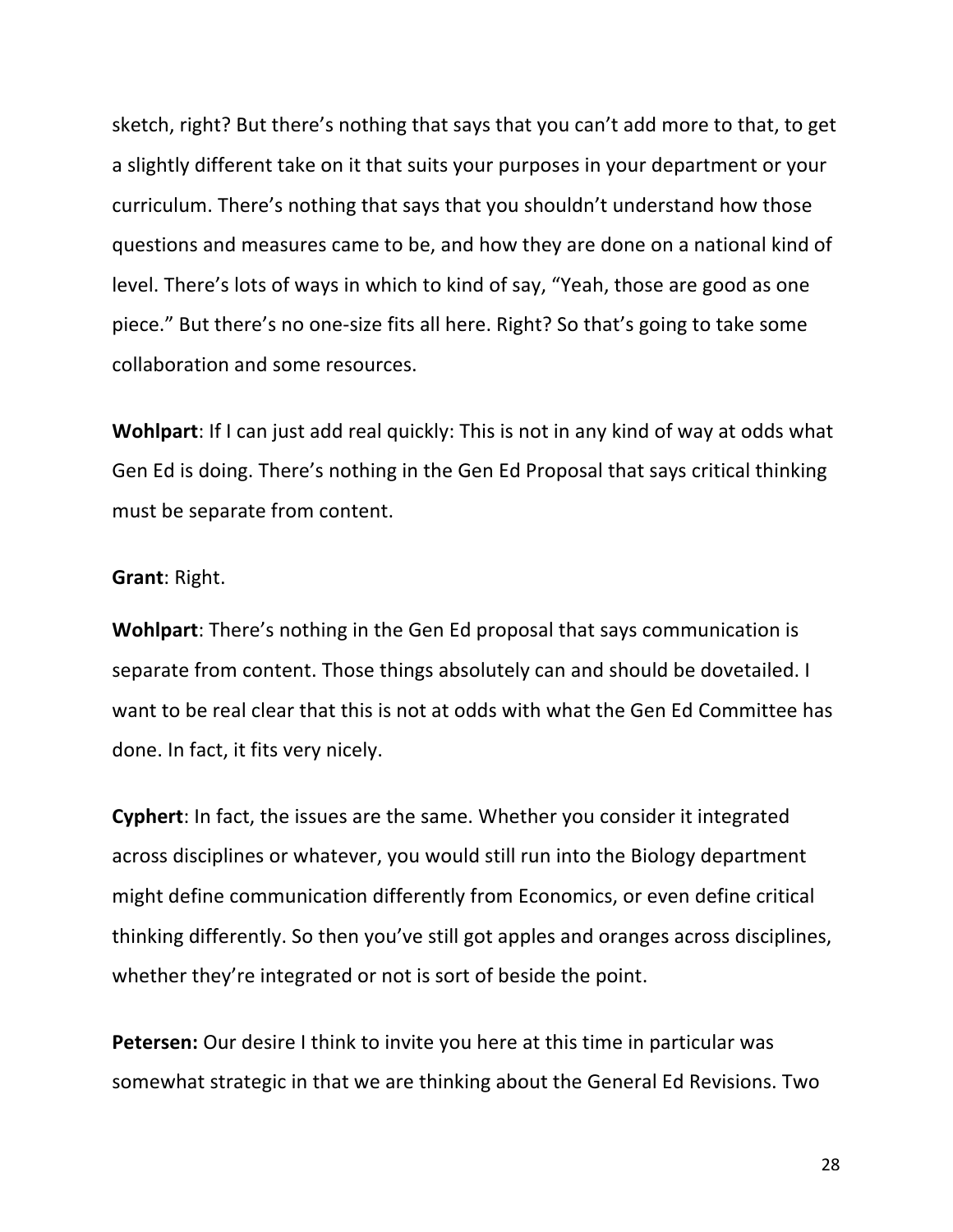sketch, right? But there's nothing that says that you can't add more to that, to get a slightly different take on it that suits your purposes in your department or your curriculum. There's nothing that says that you shouldn't understand how those questions and measures came to be, and how they are done on a national kind of level. There's lots of ways in which to kind of say, "Yeah, those are good as one piece." But there's no one-size fits all here. Right? So that's going to take some collaboration and some resources.

**Wohlpart**: If I can just add real quickly: This is not in any kind of way at odds what Gen Ed is doing. There's nothing in the Gen Ed Proposal that says critical thinking must be separate from content.

**Grant**: Right.

**Wohlpart**: There's nothing in the Gen Ed proposal that says communication is separate from content. Those things absolutely can and should be dovetailed. I want to be real clear that this is not at odds with what the Gen Ed Committee has done. In fact, it fits very nicely.

**Cyphert**: In fact, the issues are the same. Whether you consider it integrated across disciplines or whatever, you would still run into the Biology department might define communication differently from Economics, or even define critical thinking differently. So then you've still got apples and oranges across disciplines, whether they're integrated or not is sort of beside the point.

**Petersen:** Our desire I think to invite you here at this time in particular was somewhat strategic in that we are thinking about the General Ed Revisions. Two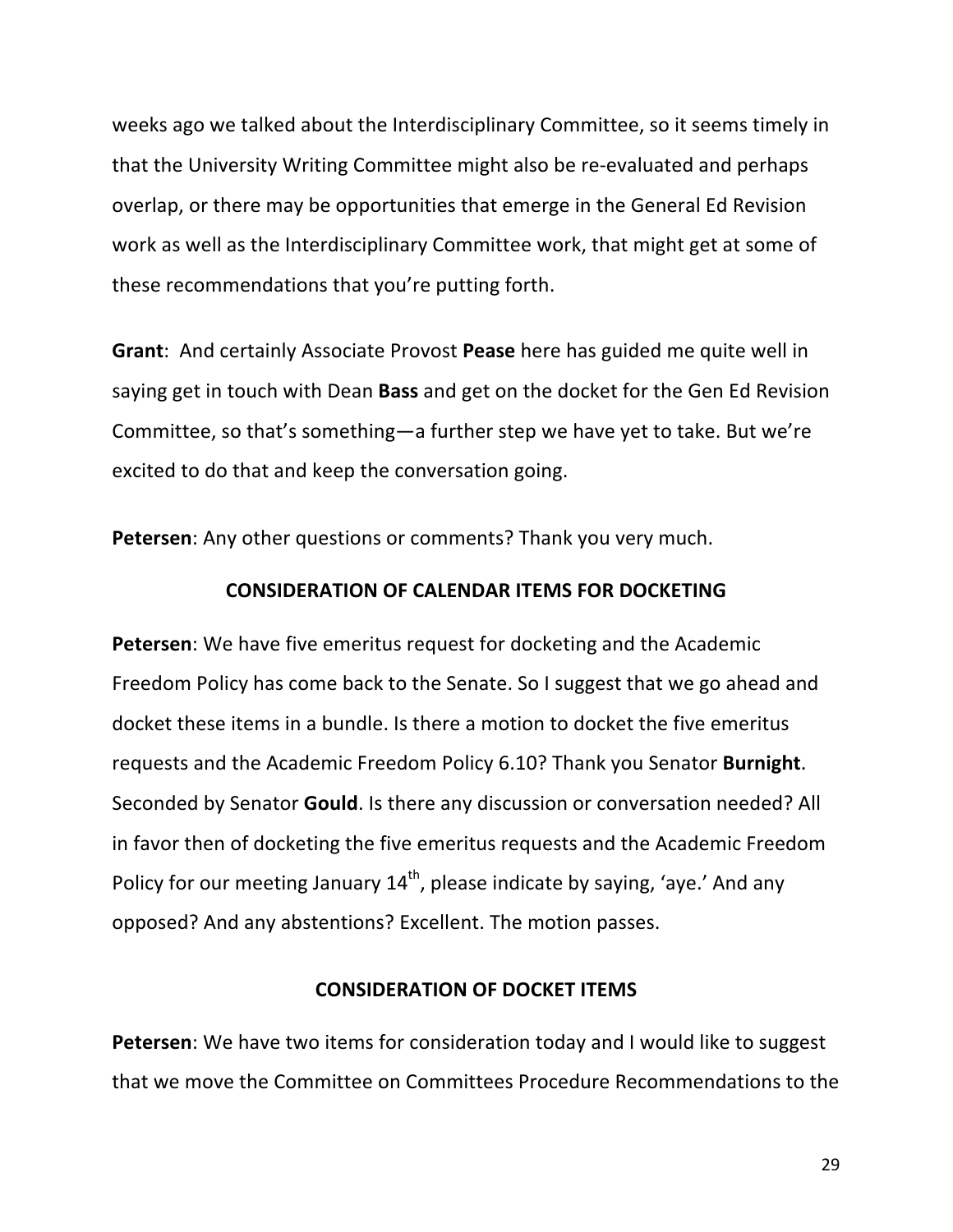weeks ago we talked about the Interdisciplinary Committee, so it seems timely in that the University Writing Committee might also be re-evaluated and perhaps overlap, or there may be opportunities that emerge in the General Ed Revision work as well as the Interdisciplinary Committee work, that might get at some of these recommendations that you're putting forth.

**Grant**: And certainly Associate Provost **Pease** here has guided me quite well in saying get in touch with Dean **Bass** and get on the docket for the Gen Ed Revision Committee, so that's something—a further step we have yet to take. But we're excited to do that and keep the conversation going.

**Petersen**: Any other questions or comments? Thank you very much.

## CONSIDERATION OF CALENDAR ITEMS FOR DOCKETING

**Petersen**: We have five emeritus request for docketing and the Academic Freedom Policy has come back to the Senate. So I suggest that we go ahead and docket these items in a bundle. Is there a motion to docket the five emeritus requests and the Academic Freedom Policy 6.10? Thank you Senator **Burnight**. Seconded by Senator **Gould**. Is there any discussion or conversation needed? All in favor then of docketing the five emeritus requests and the Academic Freedom Policy for our meeting January 14th, please indicate by saying, 'aye.' And any opposed? And any abstentions? Excellent. The motion passes.

## CONSIDERATION OF DOCKET ITEMS

**Petersen**: We have two items for consideration today and I would like to suggest that we move the Committee on Committees Procedure Recommendations to the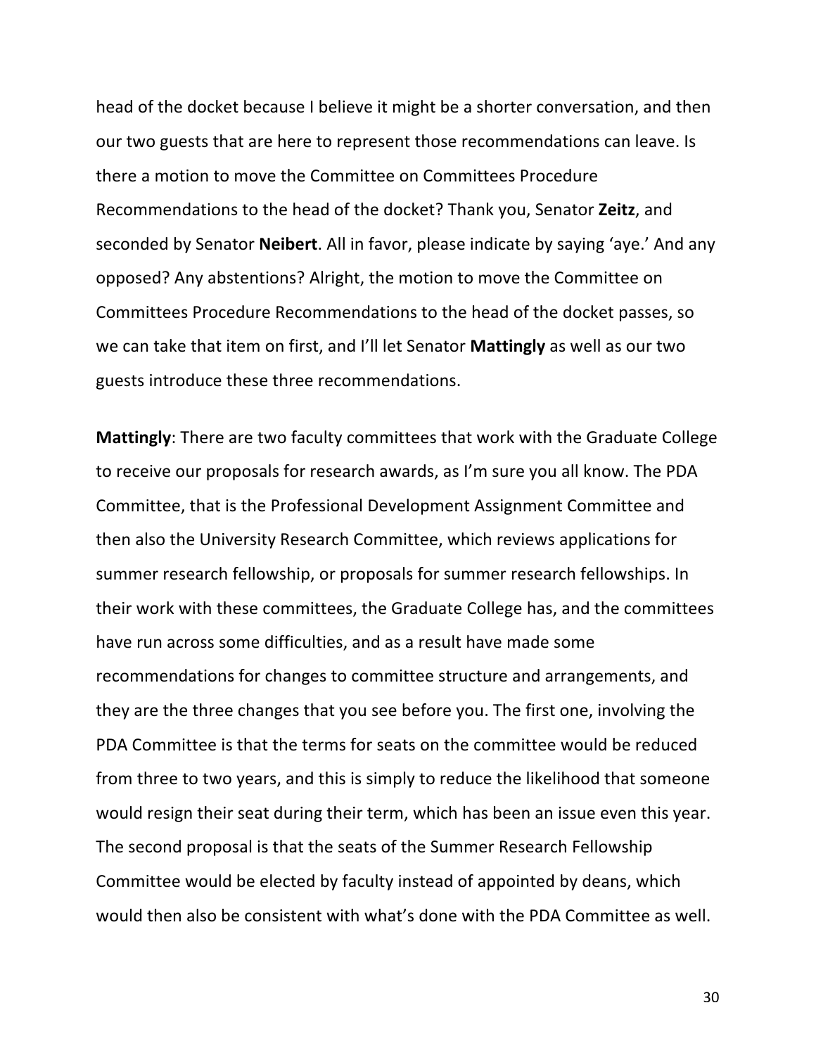head of the docket because I believe it might be a shorter conversation, and then our two guests that are here to represent those recommendations can leave. Is there a motion to move the Committee on Committees Procedure Recommendations to the head of the docket? Thank you, Senator **Zeitz**, and seconded by Senator **Neibert**. All in favor, please indicate by saying 'aye.' And any opposed? Any abstentions? Alright, the motion to move the Committee on Committees Procedure Recommendations to the head of the docket passes, so we can take that item on first, and I'll let Senator **Mattingly** as well as our two guests introduce these three recommendations.

**Mattingly**: There are two faculty committees that work with the Graduate College to receive our proposals for research awards, as I'm sure you all know. The PDA Committee, that is the Professional Development Assignment Committee and then also the University Research Committee, which reviews applications for summer research fellowship, or proposals for summer research fellowships. In their work with these committees, the Graduate College has, and the committees have run across some difficulties, and as a result have made some recommendations for changes to committee structure and arrangements, and they are the three changes that you see before you. The first one, involving the PDA Committee is that the terms for seats on the committee would be reduced from three to two years, and this is simply to reduce the likelihood that someone would resign their seat during their term, which has been an issue even this year. The second proposal is that the seats of the Summer Research Fellowship Committee would be elected by faculty instead of appointed by deans, which would then also be consistent with what's done with the PDA Committee as well.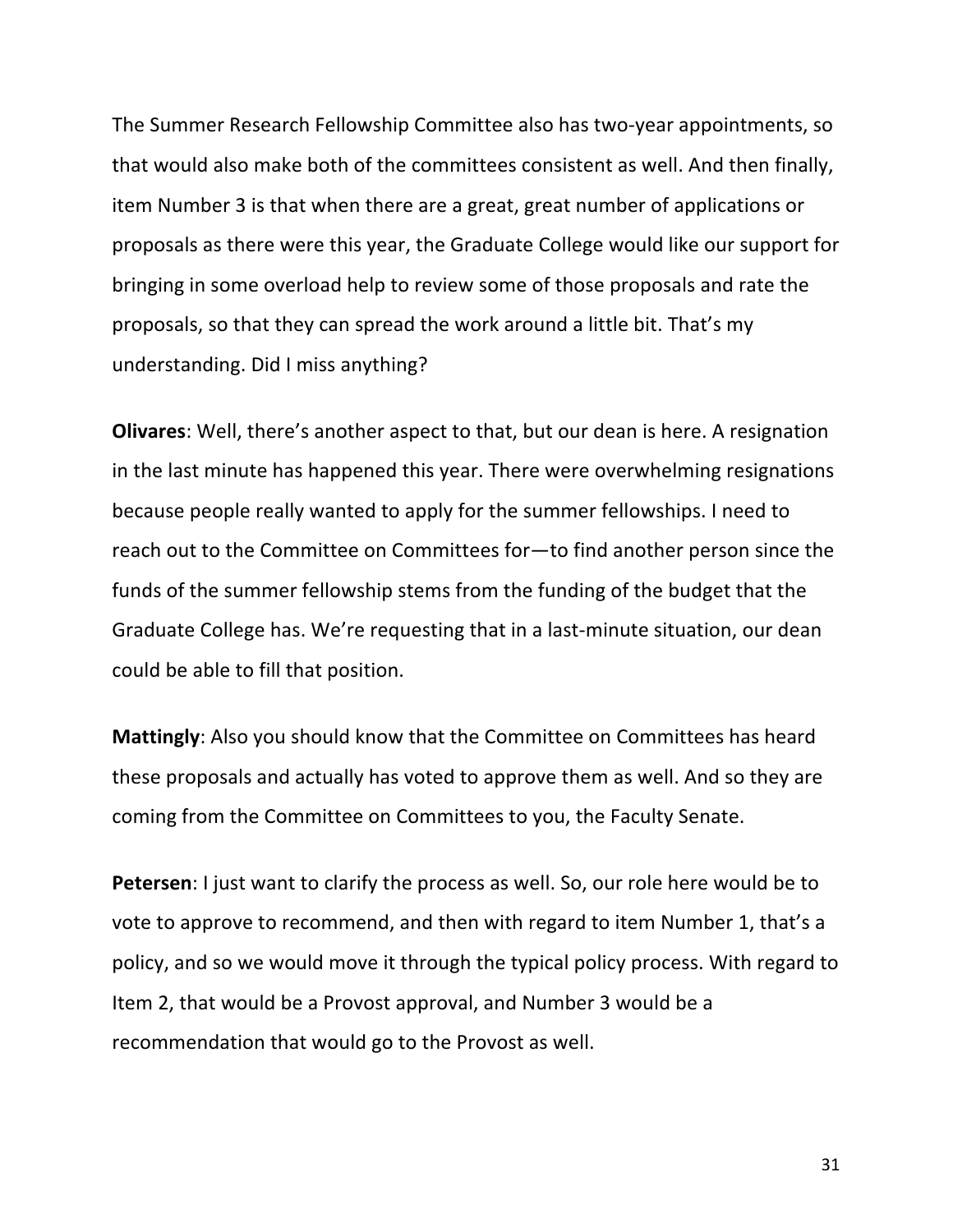The Summer Research Fellowship Committee also has two-year appointments, so that would also make both of the committees consistent as well. And then finally, item Number 3 is that when there are a great, great number of applications or proposals as there were this year, the Graduate College would like our support for bringing in some overload help to review some of those proposals and rate the proposals, so that they can spread the work around a little bit. That's my understanding. Did I miss anything?

**Olivares**: Well, there's another aspect to that, but our dean is here. A resignation in the last minute has happened this year. There were overwhelming resignations because people really wanted to apply for the summer fellowships. I need to reach out to the Committee on Committees for—to find another person since the funds of the summer fellowship stems from the funding of the budget that the Graduate College has. We're requesting that in a last-minute situation, our dean could be able to fill that position.

**Mattingly**: Also you should know that the Committee on Committees has heard these proposals and actually has voted to approve them as well. And so they are coming from the Committee on Committees to you, the Faculty Senate.

**Petersen**: I just want to clarify the process as well. So, our role here would be to vote to approve to recommend, and then with regard to item Number 1, that's a policy, and so we would move it through the typical policy process. With regard to Item 2, that would be a Provost approval, and Number 3 would be a recommendation that would go to the Provost as well.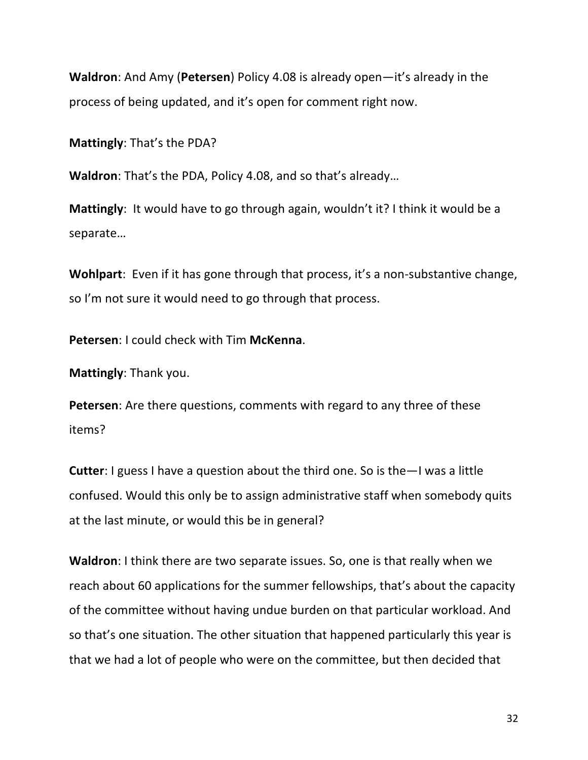**Waldron**: And Amy (**Petersen**) Policy 4.08 is already open—it's already in the process of being updated, and it's open for comment right now.

**Mattingly**: That's the PDA?

**Waldron**: That's the PDA, Policy 4.08, and so that's already…

**Mattingly**: It would have to go through again, wouldn't it? I think it would be a separate…

**Wohlpart**: Even if it has gone through that process, it's a non-substantive change, so I'm not sure it would need to go through that process.

**Petersen**: I could check with Tim **McKenna**.

**Mattingly**: Thank you.

**Petersen**: Are there questions, comments with regard to any three of these items?

**Cutter**: I guess I have a question about the third one. So is the—I was a little confused. Would this only be to assign administrative staff when somebody quits at the last minute, or would this be in general?

**Waldron**: I think there are two separate issues. So, one is that really when we reach about 60 applications for the summer fellowships, that's about the capacity of the committee without having undue burden on that particular workload. And so that's one situation. The other situation that happened particularly this year is that we had a lot of people who were on the committee, but then decided that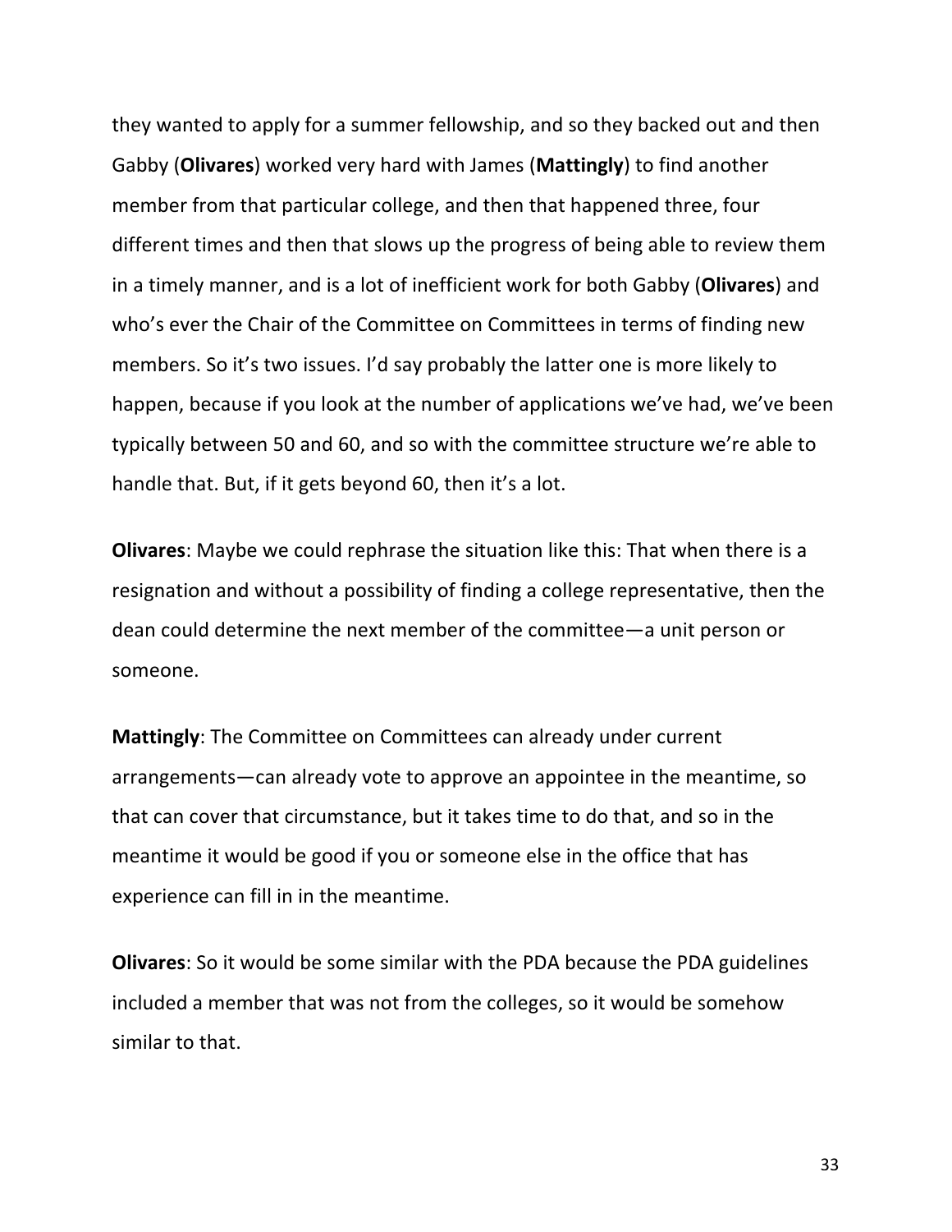they wanted to apply for a summer fellowship, and so they backed out and then Gabby (**Olivares**) worked very hard with James (**Mattingly**) to find another member from that particular college, and then that happened three, four different times and then that slows up the progress of being able to review them in a timely manner, and is a lot of inefficient work for both Gabby (**Olivares**) and who's ever the Chair of the Committee on Committees in terms of finding new members. So it's two issues. I'd say probably the latter one is more likely to happen, because if you look at the number of applications we've had, we've been typically between 50 and 60, and so with the committee structure we're able to handle that. But, if it gets beyond 60, then it's a lot.

**Olivares**: Maybe we could rephrase the situation like this: That when there is a resignation and without a possibility of finding a college representative, then the dean could determine the next member of the committee—a unit person or someone.

**Mattingly**: The Committee on Committees can already under current arrangements—can already vote to approve an appointee in the meantime, so that can cover that circumstance, but it takes time to do that, and so in the meantime it would be good if you or someone else in the office that has experience can fill in in the meantime.

**Olivares**: So it would be some similar with the PDA because the PDA guidelines included a member that was not from the colleges, so it would be somehow similar to that.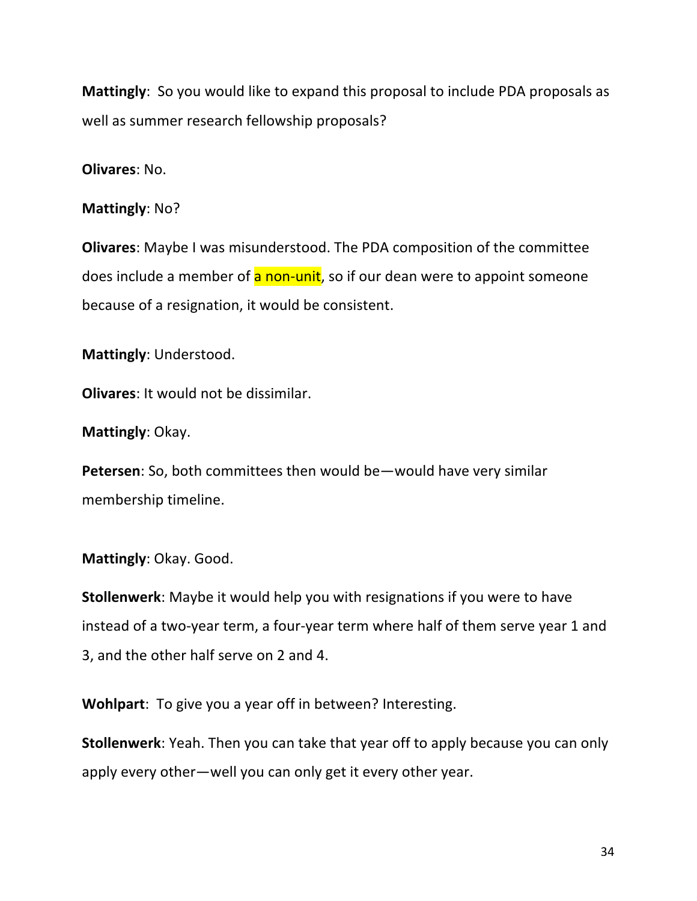**Mattingly**: So you would like to expand this proposal to include PDA proposals as well as summer research fellowship proposals?

**Olivares**: No.

**Mattingly**: No?

**Olivares**: Maybe I was misunderstood. The PDA composition of the committee does include a member of a non-unit, so if our dean were to appoint someone because of a resignation, it would be consistent.

**Mattingly**: Understood.

**Olivares**: It would not be dissimilar.

**Mattingly**: Okay.

**Petersen**: So, both committees then would be—would have very similar membership timeline.

**Mattingly**: Okay. Good.

**Stollenwerk**: Maybe it would help you with resignations if you were to have instead of a two-year term, a four-year term where half of them serve year 1 and 3, and the other half serve on 2 and 4.

**Wohlpart**: To give you a year off in between? Interesting.

**Stollenwerk**: Yeah. Then you can take that year off to apply because you can only apply every other—well you can only get it every other year.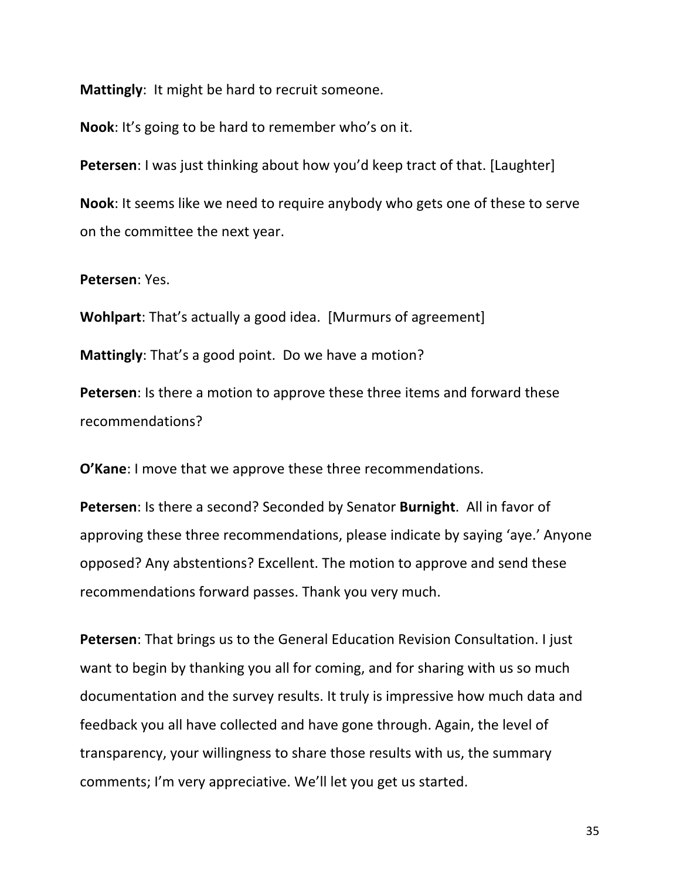**Mattingly**: It might be hard to recruit someone.

**Nook**: It's going to be hard to remember who's on it.

**Petersen**: I was just thinking about how you'd keep tract of that. [Laughter]

**Nook**: It seems like we need to require anybody who gets one of these to serve on the committee the next year.

**Petersen**: Yes.

**Wohlpart**: That's actually a good idea. [Murmurs of agreement]

**Mattingly**: That's a good point. Do we have a motion?

**Petersen**: Is there a motion to approve these three items and forward these recommendations?

**O'Kane**: I move that we approve these three recommendations.

**Petersen**: Is there a second? Seconded by Senator **Burnight**. All in favor of approving these three recommendations, please indicate by saying 'aye.' Anyone opposed? Any abstentions? Excellent. The motion to approve and send these recommendations forward passes. Thank you very much.

**Petersen**: That brings us to the General Education Revision Consultation. I just want to begin by thanking you all for coming, and for sharing with us so much documentation and the survey results. It truly is impressive how much data and feedback you all have collected and have gone through. Again, the level of transparency, your willingness to share those results with us, the summary comments; I'm very appreciative. We'll let you get us started.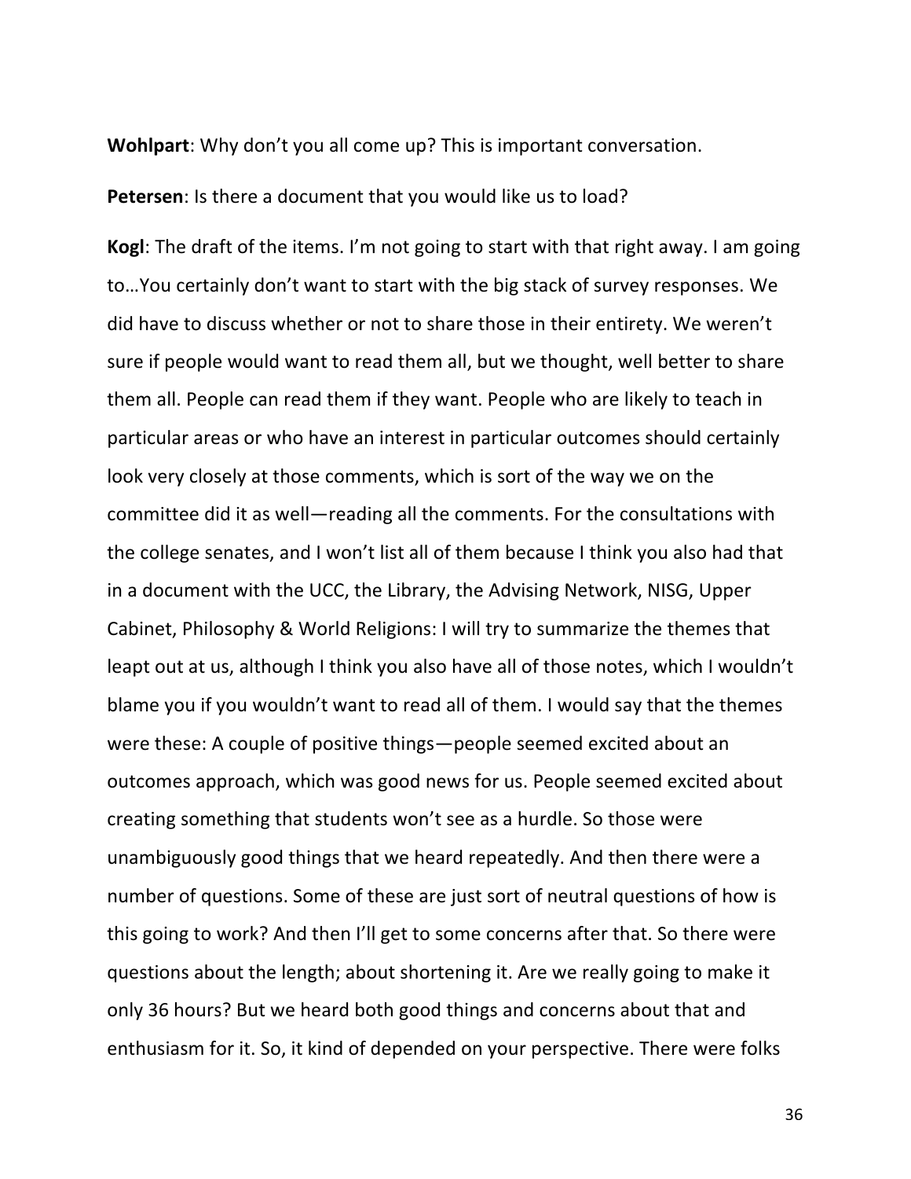**Wohlpart**: Why don't you all come up? This is important conversation.

**Petersen**: Is there a document that you would like us to load?

**Kogl**: The draft of the items. I'm not going to start with that right away. I am going to…You certainly don't want to start with the big stack of survey responses. We did have to discuss whether or not to share those in their entirety. We weren't sure if people would want to read them all, but we thought, well better to share them all. People can read them if they want. People who are likely to teach in particular areas or who have an interest in particular outcomes should certainly look very closely at those comments, which is sort of the way we on the committee did it as well—reading all the comments. For the consultations with the college senates, and I won't list all of them because I think you also had that in a document with the UCC, the Library, the Advising Network, NISG, Upper Cabinet, Philosophy & World Religions: I will try to summarize the themes that leapt out at us, although I think you also have all of those notes, which I wouldn't blame you if you wouldn't want to read all of them. I would say that the themes were these: A couple of positive things—people seemed excited about an outcomes approach, which was good news for us. People seemed excited about creating something that students won't see as a hurdle. So those were unambiguously good things that we heard repeatedly. And then there were a number of questions. Some of these are just sort of neutral questions of how is this going to work? And then I'll get to some concerns after that. So there were questions about the length; about shortening it. Are we really going to make it only 36 hours? But we heard both good things and concerns about that and enthusiasm for it. So, it kind of depended on your perspective. There were folks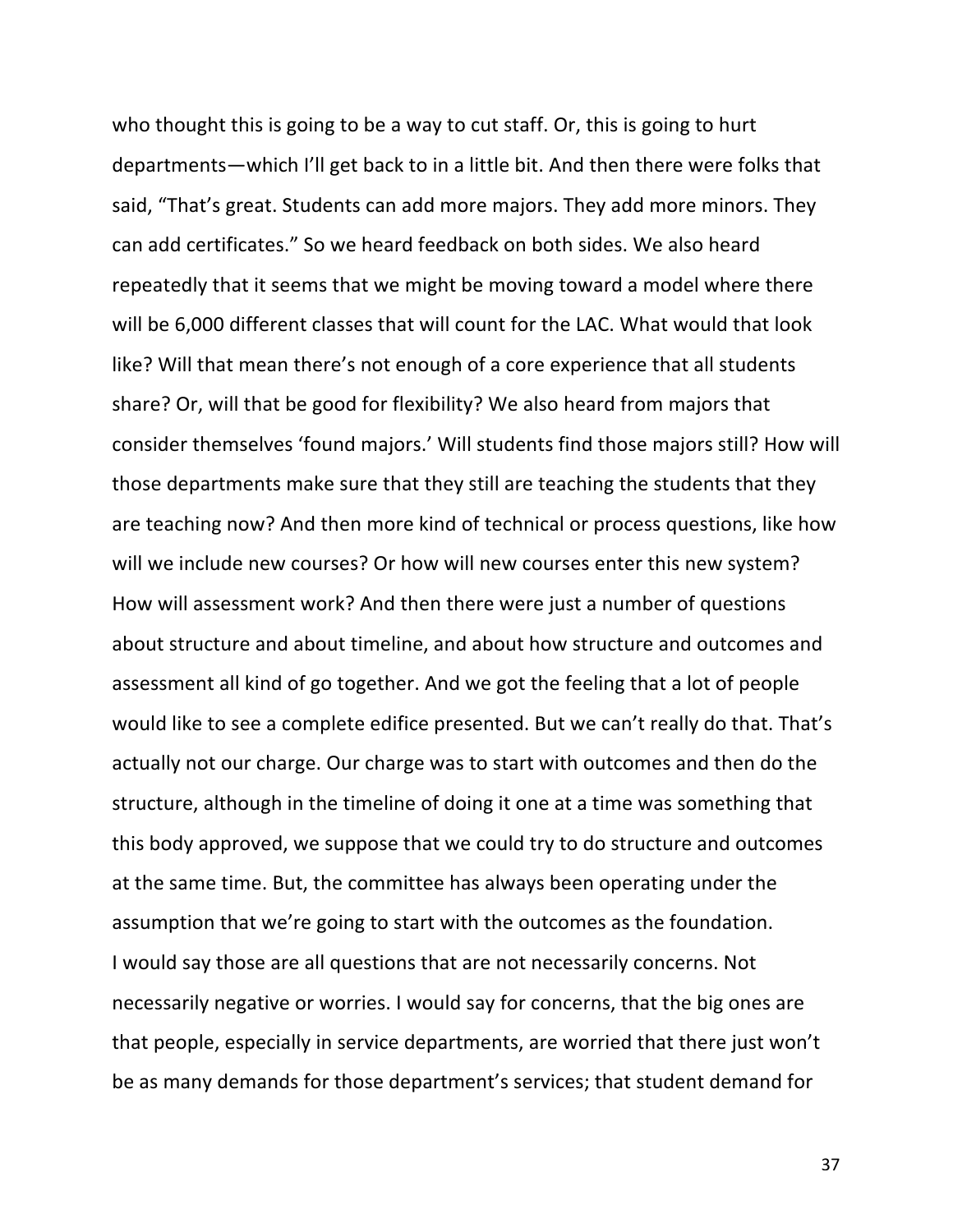who thought this is going to be a way to cut staff. Or, this is going to hurt departments—which I'll get back to in a little bit. And then there were folks that said, "That's great. Students can add more majors. They add more minors. They can add certificates." So we heard feedback on both sides. We also heard repeatedly that it seems that we might be moving toward a model where there will be 6,000 different classes that will count for the LAC. What would that look like? Will that mean there's not enough of a core experience that all students share? Or, will that be good for flexibility? We also heard from majors that consider themselves 'found majors.' Will students find those majors still? How will those departments make sure that they still are teaching the students that they are teaching now? And then more kind of technical or process questions, like how will we include new courses? Or how will new courses enter this new system? How will assessment work? And then there were just a number of questions about structure and about timeline, and about how structure and outcomes and assessment all kind of go together. And we got the feeling that a lot of people would like to see a complete edifice presented. But we can't really do that. That's actually not our charge. Our charge was to start with outcomes and then do the structure, although in the timeline of doing it one at a time was something that this body approved, we suppose that we could try to do structure and outcomes at the same time. But, the committee has always been operating under the assumption that we're going to start with the outcomes as the foundation.

I would say those are all questions that are not necessarily concerns. Not necessarily negative or worries. I would say for concerns, that the big ones are that people, especially in service departments, are worried that there just won't be as many demands for those department's services; that student demand for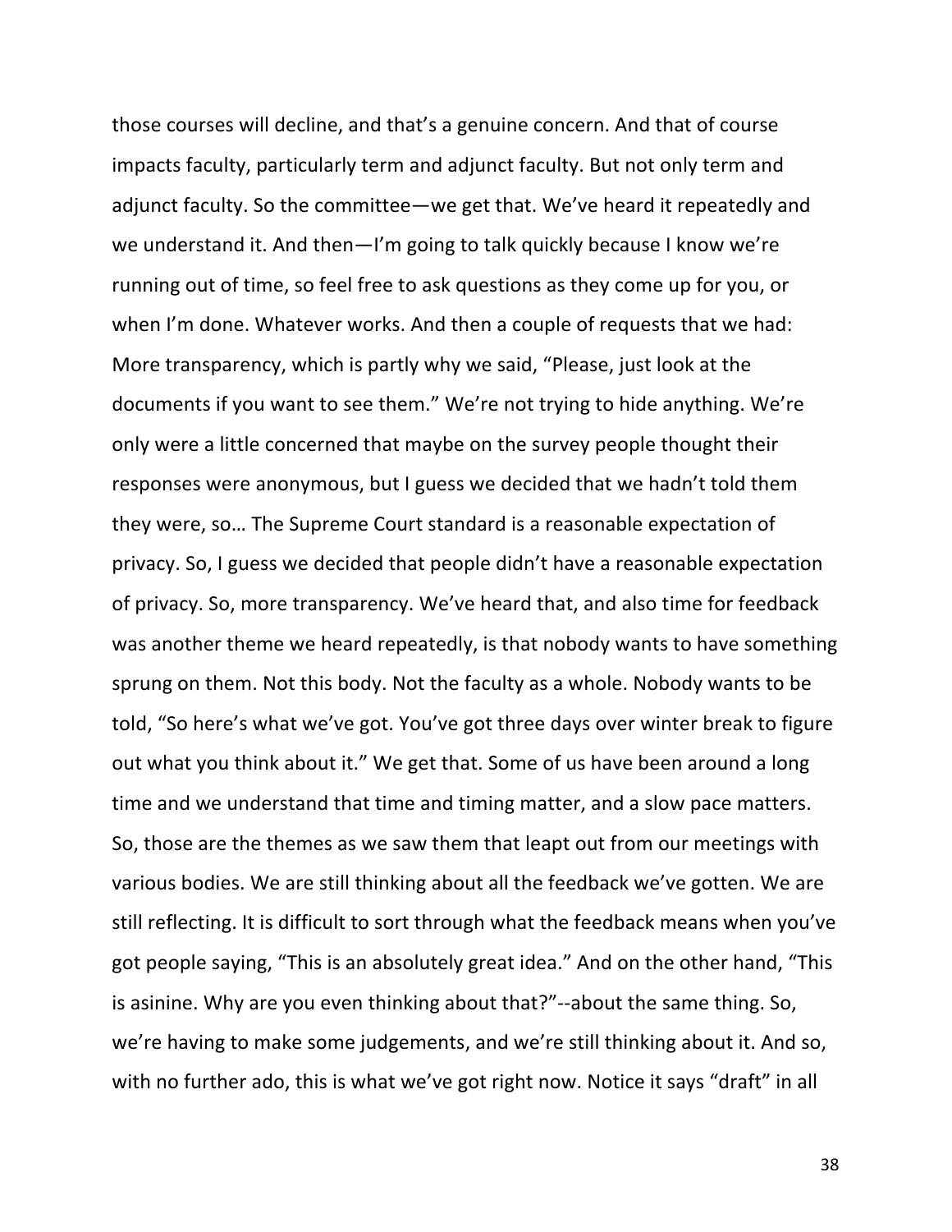those courses will decline, and that's a genuine concern. And that of course impacts faculty, particularly term and adjunct faculty. But not only term and adjunct faculty. So the committee—we get that. We've heard it repeatedly and we understand it. And then—I'm going to talk quickly because I know we're running out of time, so feel free to ask questions as they come up for you, or when I'm done. Whatever works. And then a couple of requests that we had: More transparency, which is partly why we said, "Please, just look at the documents if you want to see them." We're not trying to hide anything. We're only were a little concerned that maybe on the survey people thought their responses were anonymous, but I guess we decided that we hadn't told them they were, so… The Supreme Court standard is a reasonable expectation of privacy. So, I guess we decided that people didn't have a reasonable expectation of privacy. So, more transparency. We've heard that, and also time for feedback was another theme we heard repeatedly, is that nobody wants to have something sprung on them. Not this body. Not the faculty as a whole. Nobody wants to be told, "So here's what we've got. You've got three days over winter break to figure out what you think about it." We get that. Some of us have been around a long time and we understand that time and timing matter, and a slow pace matters. So, those are the themes as we saw them that leapt out from our meetings with various bodies. We are still thinking about all the feedback we've gotten. We are still reflecting. It is difficult to sort through what the feedback means when you've got people saying, "This is an absolutely great idea." And on the other hand, "This is asinine. Why are you even thinking about that?"--about the same thing. So, we're having to make some judgements, and we're still thinking about it. And so, with no further ado, this is what we've got right now. Notice it says "draft" in all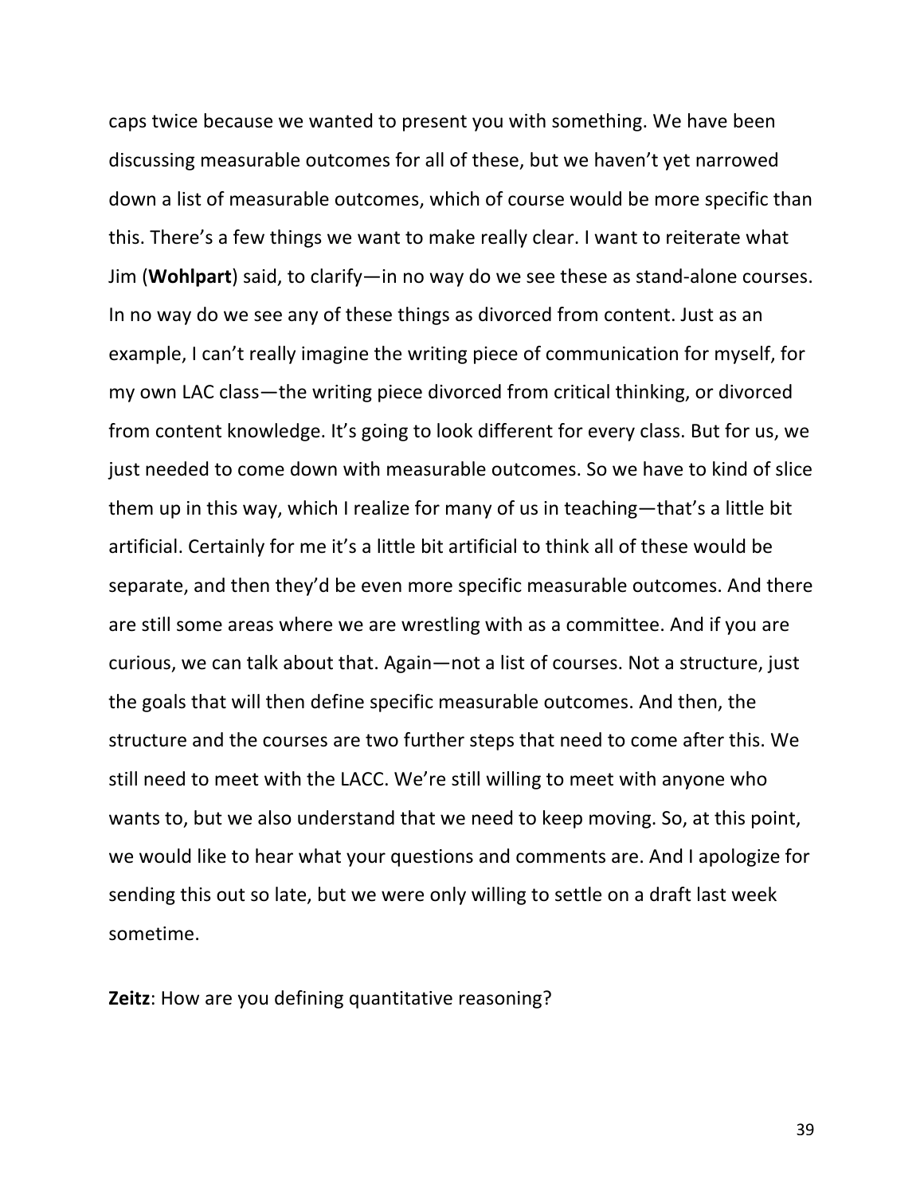caps twice because we wanted to present you with something. We have been discussing measurable outcomes for all of these, but we haven't yet narrowed down a list of measurable outcomes, which of course would be more specific than this. There's a few things we want to make really clear. I want to reiterate what Jim (**Wohlpart**) said, to clarify—in no way do we see these as stand-alone courses. In no way do we see any of these things as divorced from content. Just as an example, I can't really imagine the writing piece of communication for myself, for my own LAC class—the writing piece divorced from critical thinking, or divorced from content knowledge. It's going to look different for every class. But for us, we just needed to come down with measurable outcomes. So we have to kind of slice them up in this way, which I realize for many of us in teaching—that's a little bit artificial. Certainly for me it's a little bit artificial to think all of these would be separate, and then they'd be even more specific measurable outcomes. And there are still some areas where we are wrestling with as a committee. And if you are curious, we can talk about that. Again—not a list of courses. Not a structure, just the goals that will then define specific measurable outcomes. And then, the structure and the courses are two further steps that need to come after this. We still need to meet with the LACC. We're still willing to meet with anyone who wants to, but we also understand that we need to keep moving. So, at this point, we would like to hear what your questions and comments are. And I apologize for sending this out so late, but we were only willing to settle on a draft last week sometime.

**Zeitz**: How are you defining quantitative reasoning?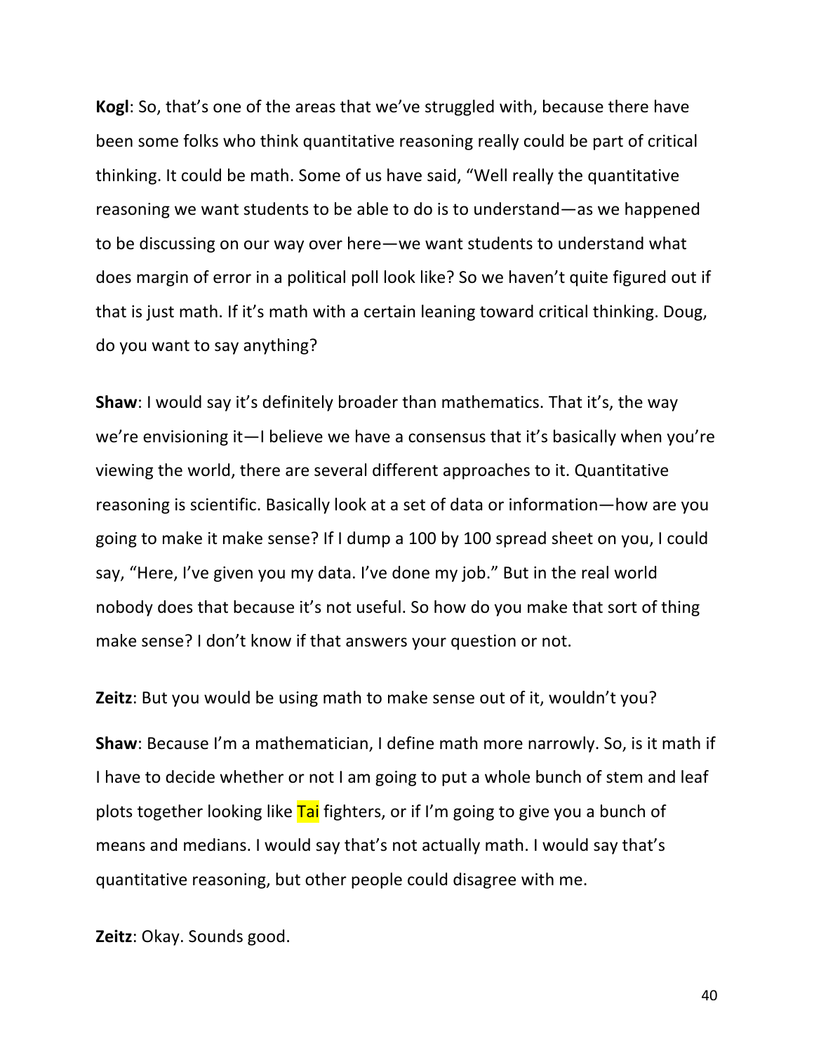**Kogl**: So, that's one of the areas that we've struggled with, because there have been some folks who think quantitative reasoning really could be part of critical thinking. It could be math. Some of us have said, "Well really the quantitative reasoning we want students to be able to do is to understand—as we happened to be discussing on our way over here—we want students to understand what does margin of error in a political poll look like? So we haven't quite figured out if that is just math. If it's math with a certain leaning toward critical thinking. Doug, do you want to say anything?

**Shaw**: I would say it's definitely broader than mathematics. That it's, the way we're envisioning it—I believe we have a consensus that it's basically when you're viewing the world, there are several different approaches to it. Quantitative reasoning is scientific. Basically look at a set of data or information—how are you going to make it make sense? If I dump a 100 by 100 spread sheet on you, I could say, "Here, I've given you my data. I've done my job." But in the real world nobody does that because it's not useful. So how do you make that sort of thing make sense? I don't know if that answers your question or not.

**Zeitz**: But you would be using math to make sense out of it, wouldn't you?

**Shaw**: Because I'm a mathematician, I define math more narrowly. So, is it math if I have to decide whether or not I am going to put a whole bunch of stem and leaf plots together looking like Tai fighters, or if I'm going to give you a bunch of means and medians. I would say that's not actually math. I would say that's quantitative reasoning, but other people could disagree with me.

**Zeitz**: Okay. Sounds good.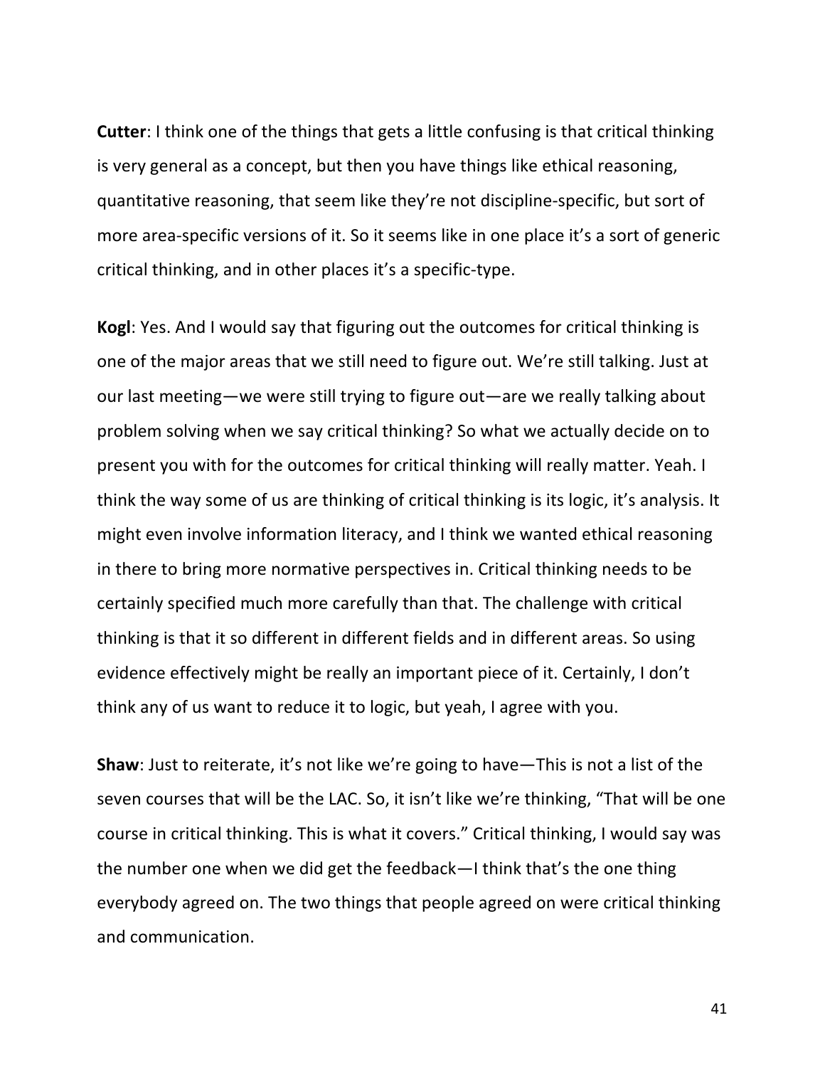**Cutter**: I think one of the things that gets a little confusing is that critical thinking is very general as a concept, but then you have things like ethical reasoning, quantitative reasoning, that seem like they're not discipline-specific, but sort of more area-specific versions of it. So it seems like in one place it's a sort of generic critical thinking, and in other places it's a specific-type.

**Kogl**: Yes. And I would say that figuring out the outcomes for critical thinking is one of the major areas that we still need to figure out. We're still talking. Just at our last meeting—we were still trying to figure out—are we really talking about problem solving when we say critical thinking? So what we actually decide on to present you with for the outcomes for critical thinking will really matter. Yeah. I think the way some of us are thinking of critical thinking is its logic, it's analysis. It might even involve information literacy, and I think we wanted ethical reasoning in there to bring more normative perspectives in. Critical thinking needs to be certainly specified much more carefully than that. The challenge with critical thinking is that it so different in different fields and in different areas. So using evidence effectively might be really an important piece of it. Certainly, I don't think any of us want to reduce it to logic, but yeah, I agree with you.

**Shaw**: Just to reiterate, it's not like we're going to have—This is not a list of the seven courses that will be the LAC. So, it isn't like we're thinking, "That will be one course in critical thinking. This is what it covers." Critical thinking, I would say was the number one when we did get the feedback—I think that's the one thing everybody agreed on. The two things that people agreed on were critical thinking and communication.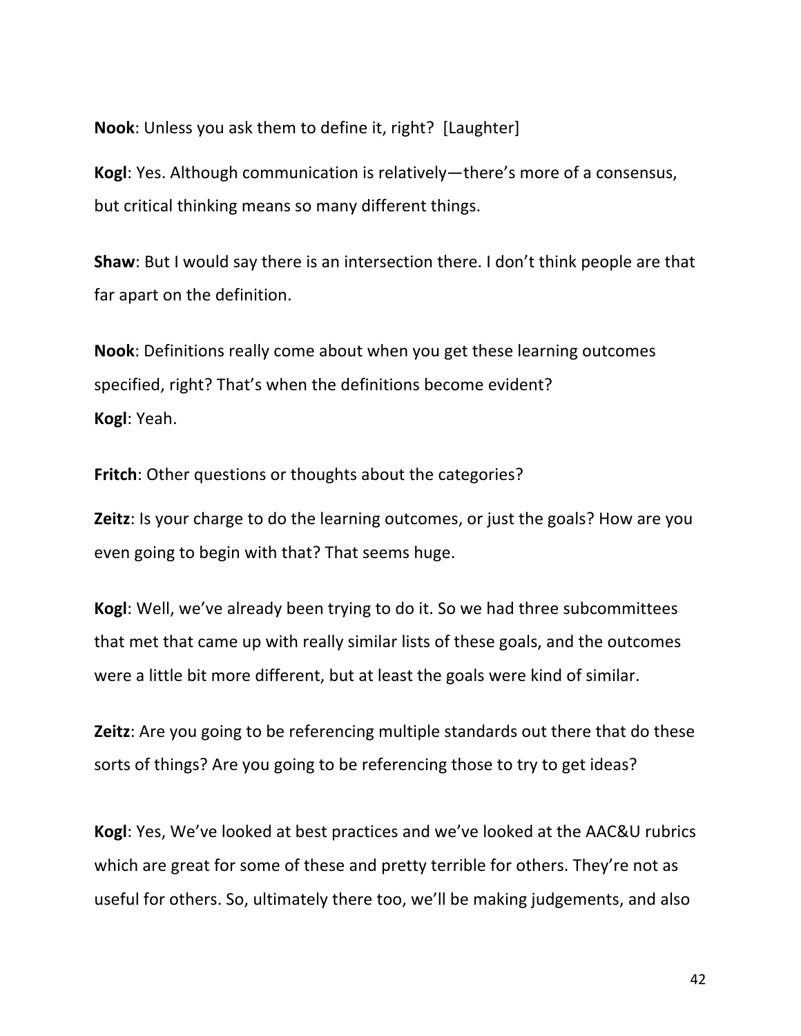**Nook**: Unless you ask them to define it, right? [Laughter]

**Kogl**: Yes. Although communication is relatively—there's more of a consensus, but critical thinking means so many different things.

**Shaw**: But I would say there is an intersection there. I don't think people are that far apart on the definition.

**Nook**: Definitions really come about when you get these learning outcomes specified, right? That's when the definitions become evident?
**Kogl**: Yeah.

**Fritch**: Other questions or thoughts about the categories?

**Zeitz**: Is your charge to do the learning outcomes, or just the goals? How are you even going to begin with that? That seems huge.

**Kogl**: Well, we've already been trying to do it. So we had three subcommittees that met that came up with really similar lists of these goals, and the outcomes were a little bit more different, but at least the goals were kind of similar.

**Zeitz**: Are you going to be referencing multiple standards out there that do these sorts of things? Are you going to be referencing those to try to get ideas?

**Kogl**: Yes, We've looked at best practices and we've looked at the AAC&U rubrics which are great for some of these and pretty terrible for others. They're not as useful for others. So, ultimately there too, we'll be making judgements, and also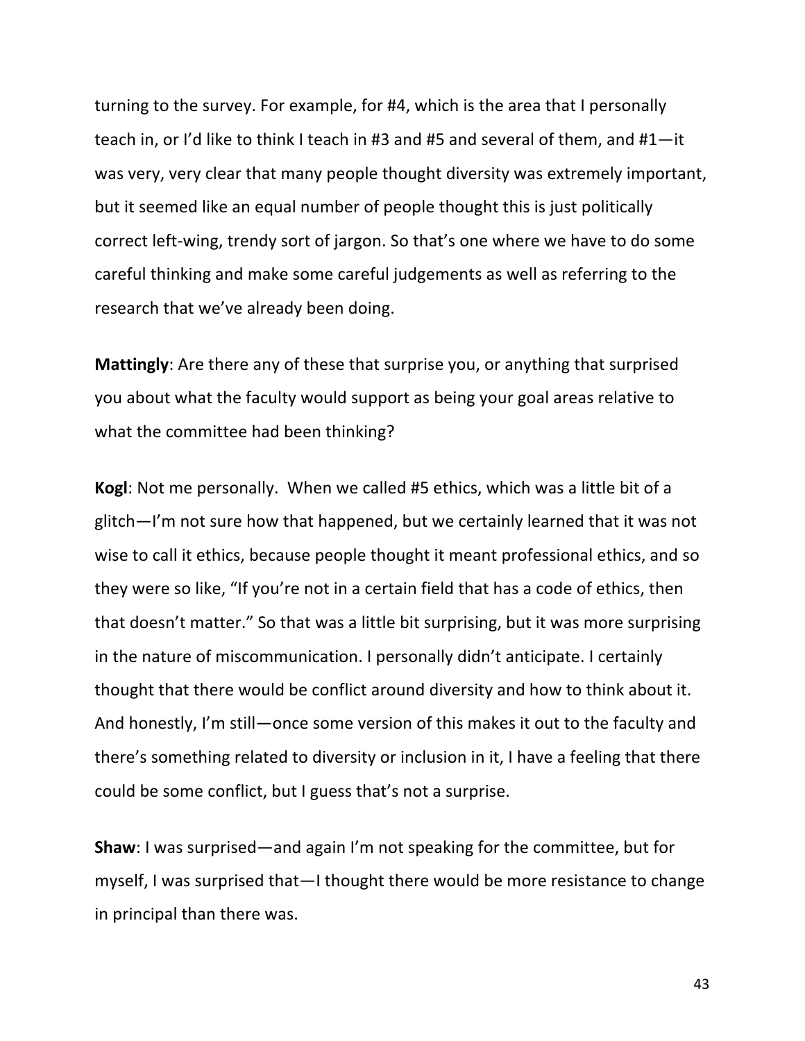turning to the survey. For example, for #4, which is the area that I personally teach in, or I'd like to think I teach in #3 and #5 and several of them, and #1—it was very, very clear that many people thought diversity was extremely important, but it seemed like an equal number of people thought this is just politically correct left-wing, trendy sort of jargon. So that's one where we have to do some careful thinking and make some careful judgements as well as referring to the research that we've already been doing.

**Mattingly**: Are there any of these that surprise you, or anything that surprised you about what the faculty would support as being your goal areas relative to what the committee had been thinking?

**Kogl**: Not me personally. When we called #5 ethics, which was a little bit of a glitch—I'm not sure how that happened, but we certainly learned that it was not wise to call it ethics, because people thought it meant professional ethics, and so they were so like, "If you're not in a certain field that has a code of ethics, then that doesn't matter." So that was a little bit surprising, but it was more surprising in the nature of miscommunication. I personally didn't anticipate. I certainly thought that there would be conflict around diversity and how to think about it. And honestly, I'm still—once some version of this makes it out to the faculty and there's something related to diversity or inclusion in it, I have a feeling that there could be some conflict, but I guess that's not a surprise.

**Shaw**: I was surprised—and again I'm not speaking for the committee, but for myself, I was surprised that—I thought there would be more resistance to change in principal than there was.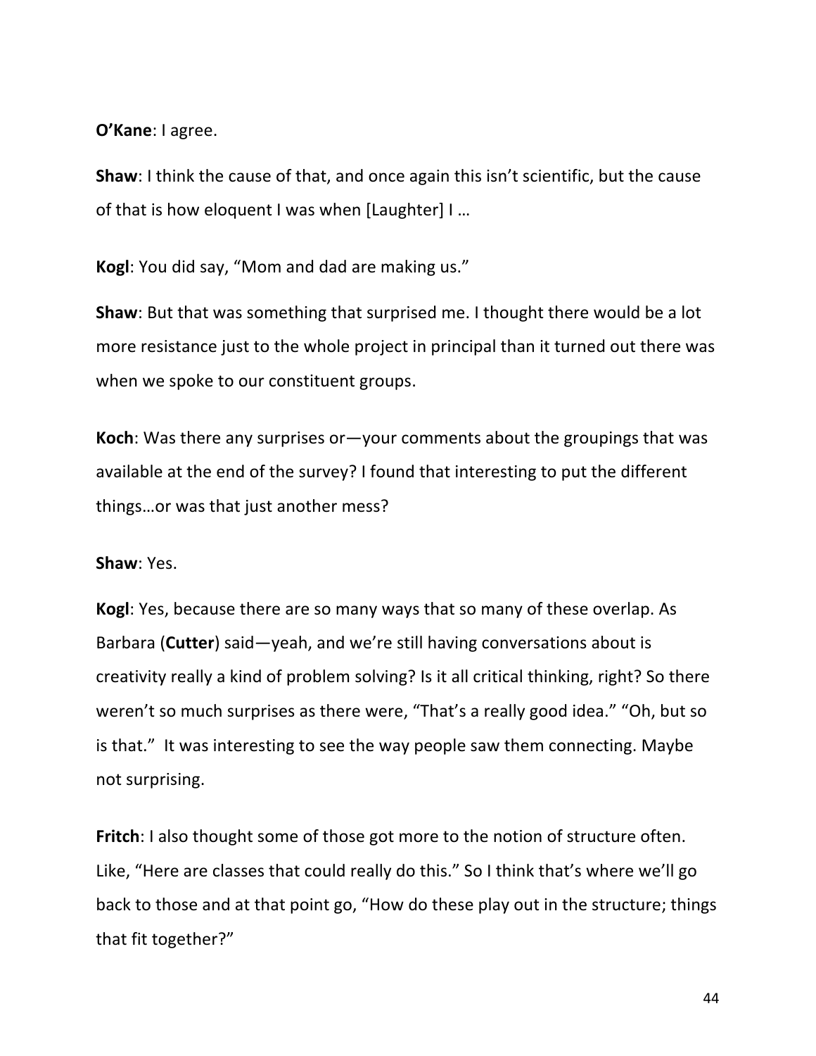**O'Kane**: I agree.

**Shaw**: I think the cause of that, and once again this isn't scientific, but the cause of that is how eloquent I was when [Laughter] I …

**Kogl**: You did say, "Mom and dad are making us."

**Shaw**: But that was something that surprised me. I thought there would be a lot more resistance just to the whole project in principal than it turned out there was when we spoke to our constituent groups.

**Koch**: Was there any surprises or—your comments about the groupings that was available at the end of the survey? I found that interesting to put the different things…or was that just another mess?

**Shaw**: Yes.

**Kogl**: Yes, because there are so many ways that so many of these overlap. As Barbara (**Cutter**) said—yeah, and we're still having conversations about is creativity really a kind of problem solving? Is it all critical thinking, right? So there weren't so much surprises as there were, "That's a really good idea." "Oh, but so is that." It was interesting to see the way people saw them connecting. Maybe not surprising.

**Fritch**: I also thought some of those got more to the notion of structure often. Like, "Here are classes that could really do this." So I think that's where we'll go back to those and at that point go, "How do these play out in the structure; things that fit together?"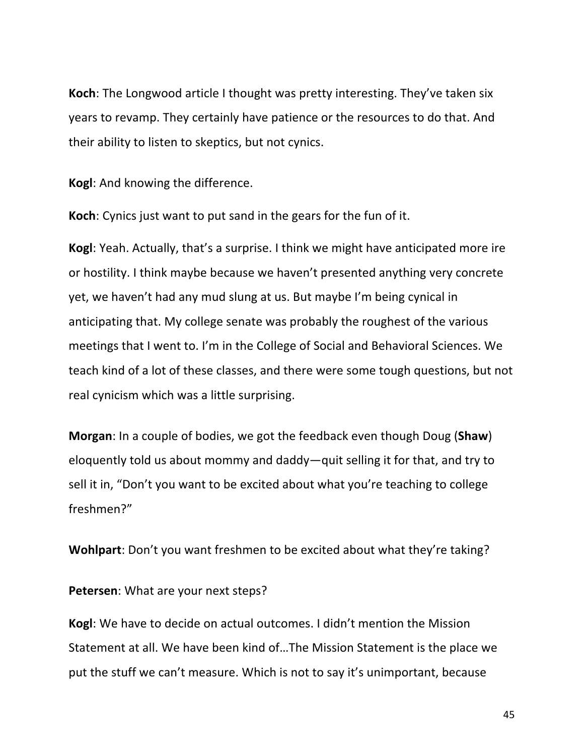**Koch**: The Longwood article I thought was pretty interesting. They've taken six years to revamp. They certainly have patience or the resources to do that. And their ability to listen to skeptics, but not cynics.

**Kogl**: And knowing the difference.

**Koch**: Cynics just want to put sand in the gears for the fun of it.

**Kogl**: Yeah. Actually, that's a surprise. I think we might have anticipated more ire or hostility. I think maybe because we haven't presented anything very concrete yet, we haven't had any mud slung at us. But maybe I'm being cynical in anticipating that. My college senate was probably the roughest of the various meetings that I went to. I'm in the College of Social and Behavioral Sciences. We teach kind of a lot of these classes, and there were some tough questions, but not real cynicism which was a little surprising.

**Morgan**: In a couple of bodies, we got the feedback even though Doug (**Shaw**) eloquently told us about mommy and daddy—quit selling it for that, and try to sell it in, "Don't you want to be excited about what you're teaching to college freshmen?"

**Wohlpart**: Don't you want freshmen to be excited about what they're taking?

**Petersen**: What are your next steps?

**Kogl**: We have to decide on actual outcomes. I didn't mention the Mission Statement at all. We have been kind of…The Mission Statement is the place we put the stuff we can't measure. Which is not to say it's unimportant, because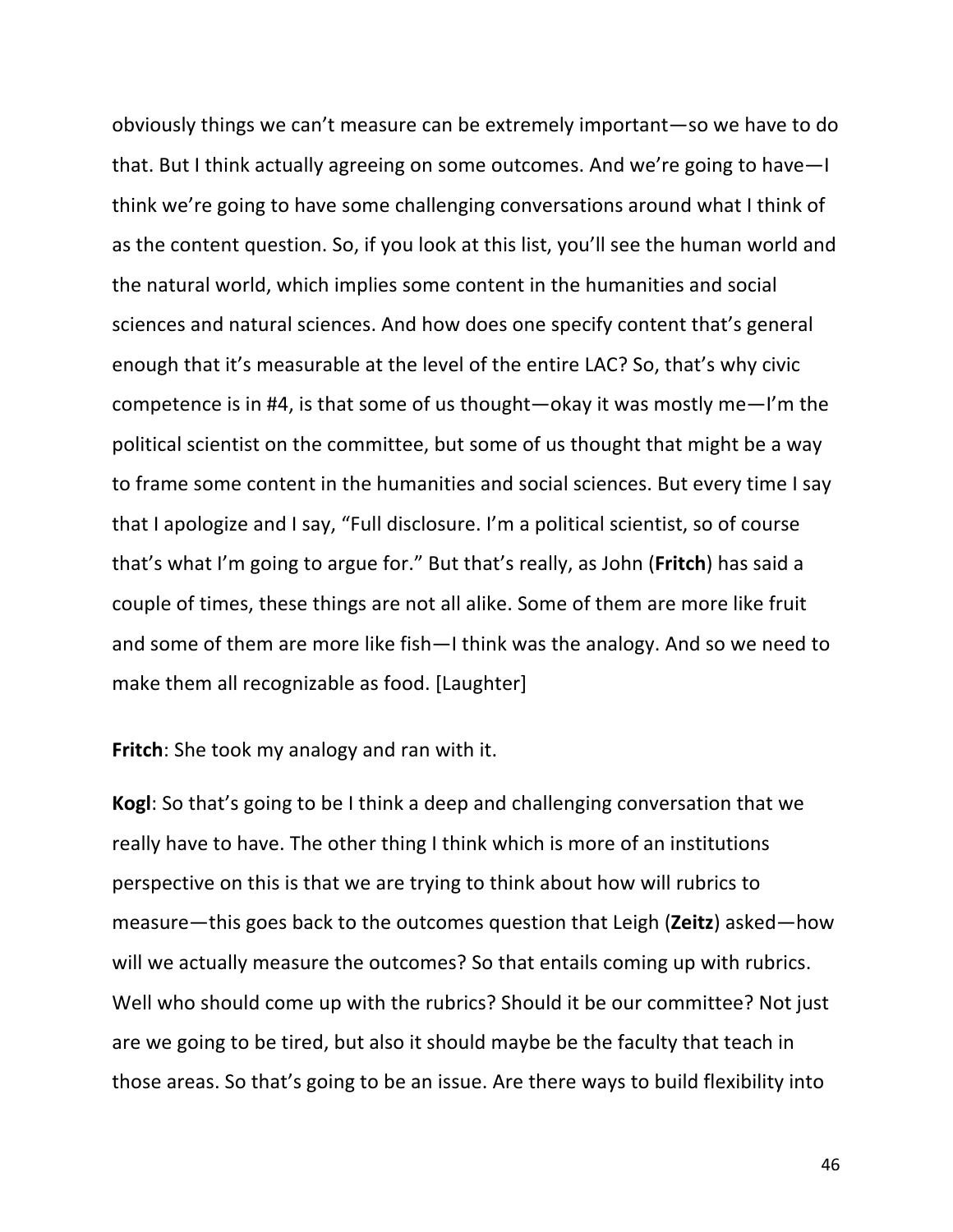obviously things we can't measure can be extremely important—so we have to do that. But I think actually agreeing on some outcomes. And we're going to have—I think we're going to have some challenging conversations around what I think of as the content question. So, if you look at this list, you'll see the human world and the natural world, which implies some content in the humanities and social sciences and natural sciences. And how does one specify content that's general enough that it's measurable at the level of the entire LAC? So, that's why civic competence is in #4, is that some of us thought—okay it was mostly me—I'm the political scientist on the committee, but some of us thought that might be a way to frame some content in the humanities and social sciences. But every time I say that I apologize and I say, "Full disclosure. I'm a political scientist, so of course that's what I'm going to argue for." But that's really, as John (**Fritch**) has said a couple of times, these things are not all alike. Some of them are more like fruit and some of them are more like fish—I think was the analogy. And so we need to make them all recognizable as food. [Laughter]

**Fritch**: She took my analogy and ran with it.

**Kogl**: So that's going to be I think a deep and challenging conversation that we really have to have. The other thing I think which is more of an institutions perspective on this is that we are trying to think about how will rubrics to measure—this goes back to the outcomes question that Leigh (**Zeitz**) asked—how will we actually measure the outcomes? So that entails coming up with rubrics. Well who should come up with the rubrics? Should it be our committee? Not just are we going to be tired, but also it should maybe be the faculty that teach in those areas. So that's going to be an issue. Are there ways to build flexibility into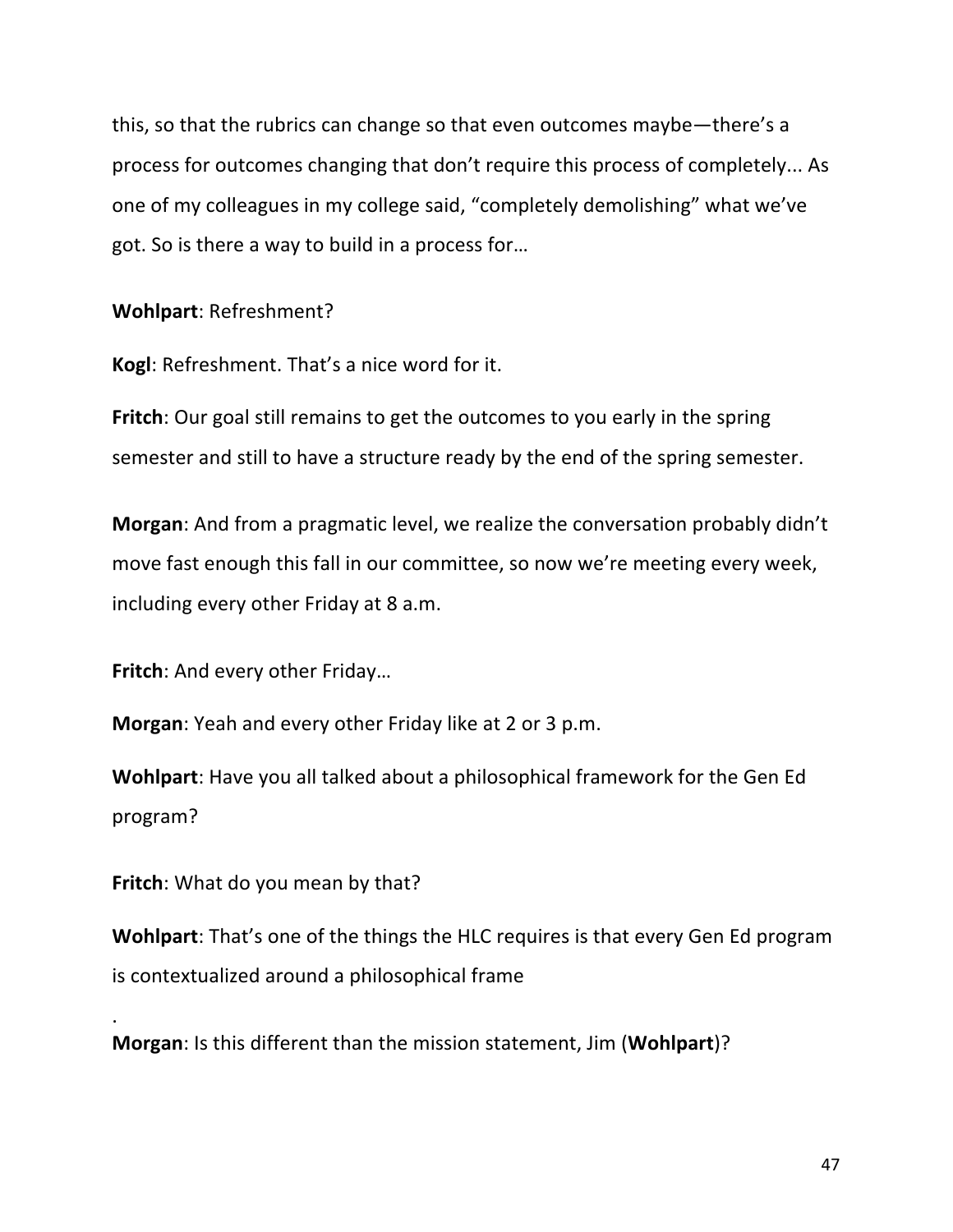this, so that the rubrics can change so that even outcomes maybe—there's a process for outcomes changing that don't require this process of completely... As one of my colleagues in my college said, "completely demolishing" what we've got. So is there a way to build in a process for…

**Wohlpart**: Refreshment?

**Kogl**: Refreshment. That's a nice word for it.

**Fritch**: Our goal still remains to get the outcomes to you early in the spring semester and still to have a structure ready by the end of the spring semester.

**Morgan**: And from a pragmatic level, we realize the conversation probably didn't move fast enough this fall in our committee, so now we're meeting every week, including every other Friday at 8 a.m.

**Fritch**: And every other Friday…

**Morgan**: Yeah and every other Friday like at 2 or 3 p.m.

**Wohlpart**: Have you all talked about a philosophical framework for the Gen Ed program?

**Fritch**: What do you mean by that?

**Wohlpart**: That's one of the things the HLC requires is that every Gen Ed program is contextualized around a philosophical frame

.

**Morgan**: Is this different than the mission statement, Jim (**Wohlpart**)?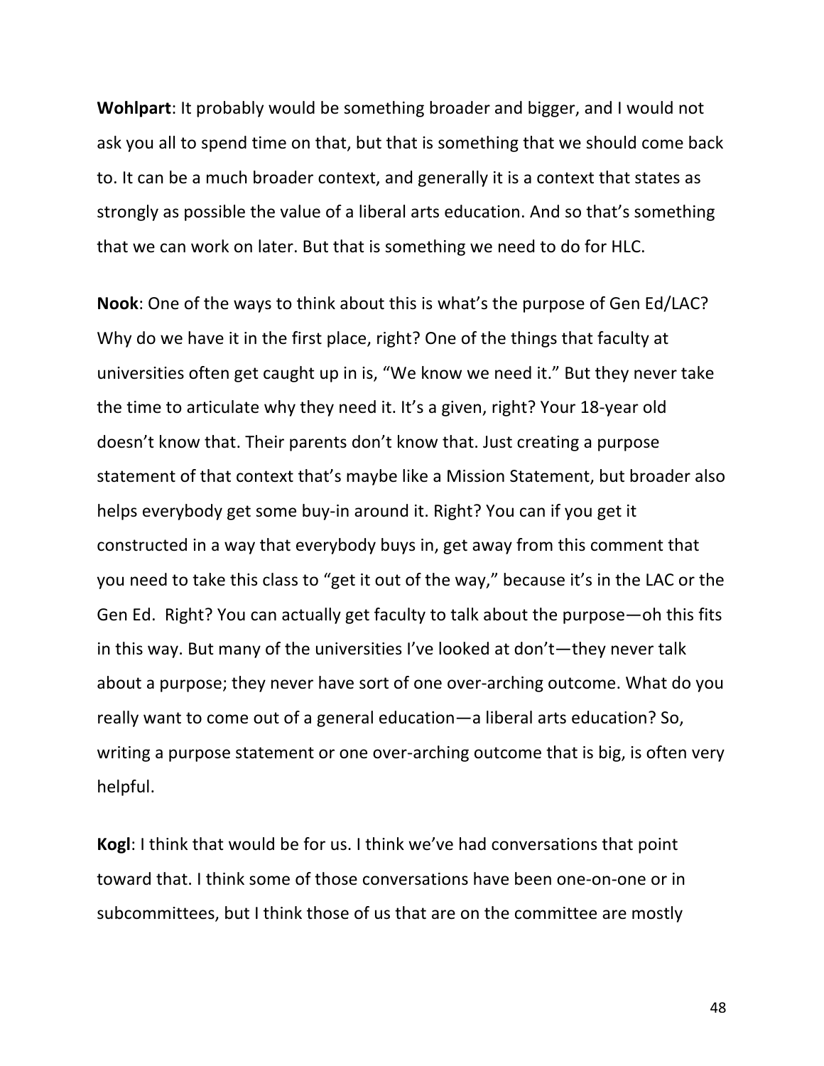**Wohlpart**: It probably would be something broader and bigger, and I would not ask you all to spend time on that, but that is something that we should come back to. It can be a much broader context, and generally it is a context that states as strongly as possible the value of a liberal arts education. And so that's something that we can work on later. But that is something we need to do for HLC.

**Nook**: One of the ways to think about this is what's the purpose of Gen Ed/LAC? Why do we have it in the first place, right? One of the things that faculty at universities often get caught up in is, "We know we need it." But they never take the time to articulate why they need it. It's a given, right? Your 18-year old doesn't know that. Their parents don't know that. Just creating a purpose statement of that context that's maybe like a Mission Statement, but broader also helps everybody get some buy-in around it. Right? You can if you get it constructed in a way that everybody buys in, get away from this comment that you need to take this class to "get it out of the way," because it's in the LAC or the Gen Ed. Right? You can actually get faculty to talk about the purpose—oh this fits in this way. But many of the universities I've looked at don't—they never talk about a purpose; they never have sort of one over-arching outcome. What do you really want to come out of a general education—a liberal arts education? So, writing a purpose statement or one over-arching outcome that is big, is often very helpful.

**Kogl**: I think that would be for us. I think we've had conversations that point toward that. I think some of those conversations have been one-on-one or in subcommittees, but I think those of us that are on the committee are mostly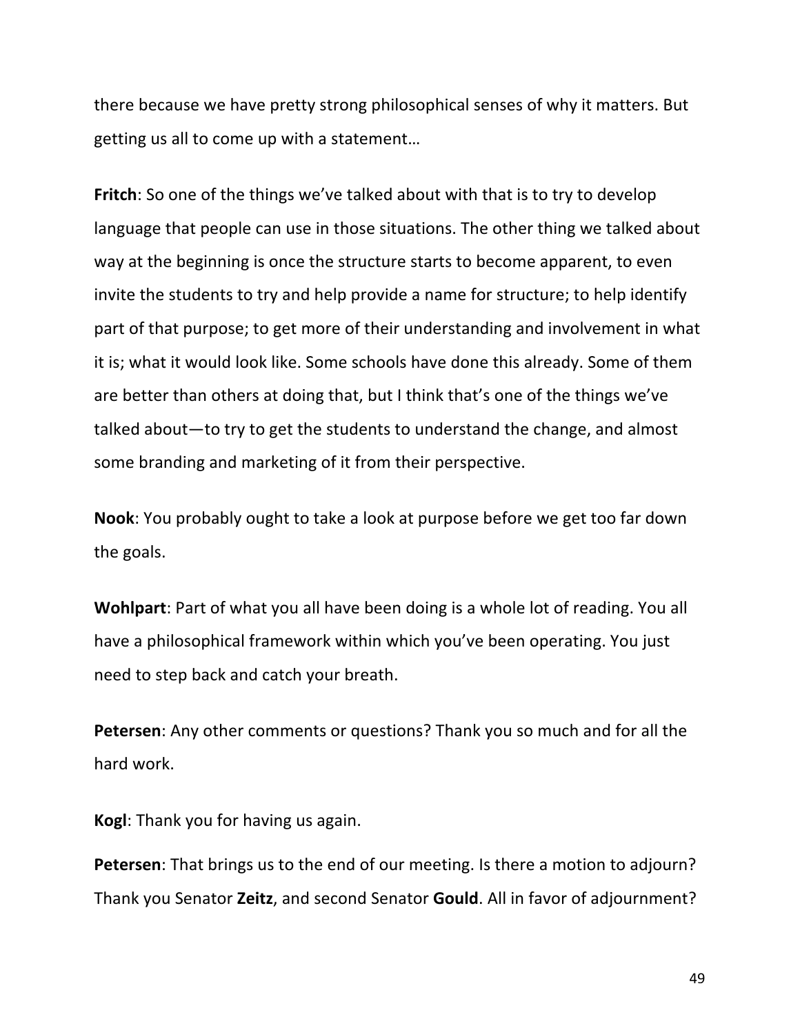there because we have pretty strong philosophical senses of why it matters. But getting us all to come up with a statement…

**Fritch**: So one of the things we've talked about with that is to try to develop language that people can use in those situations. The other thing we talked about way at the beginning is once the structure starts to become apparent, to even invite the students to try and help provide a name for structure; to help identify part of that purpose; to get more of their understanding and involvement in what it is; what it would look like. Some schools have done this already. Some of them are better than others at doing that, but I think that's one of the things we've talked about—to try to get the students to understand the change, and almost some branding and marketing of it from their perspective.

**Nook**: You probably ought to take a look at purpose before we get too far down the goals.

**Wohlpart**: Part of what you all have been doing is a whole lot of reading. You all have a philosophical framework within which you've been operating. You just need to step back and catch your breath.

**Petersen**: Any other comments or questions? Thank you so much and for all the hard work.

**Kogl**: Thank you for having us again.

**Petersen**: That brings us to the end of our meeting. Is there a motion to adjourn? Thank you Senator **Zeitz**, and second Senator **Gould**. All in favor of adjournment?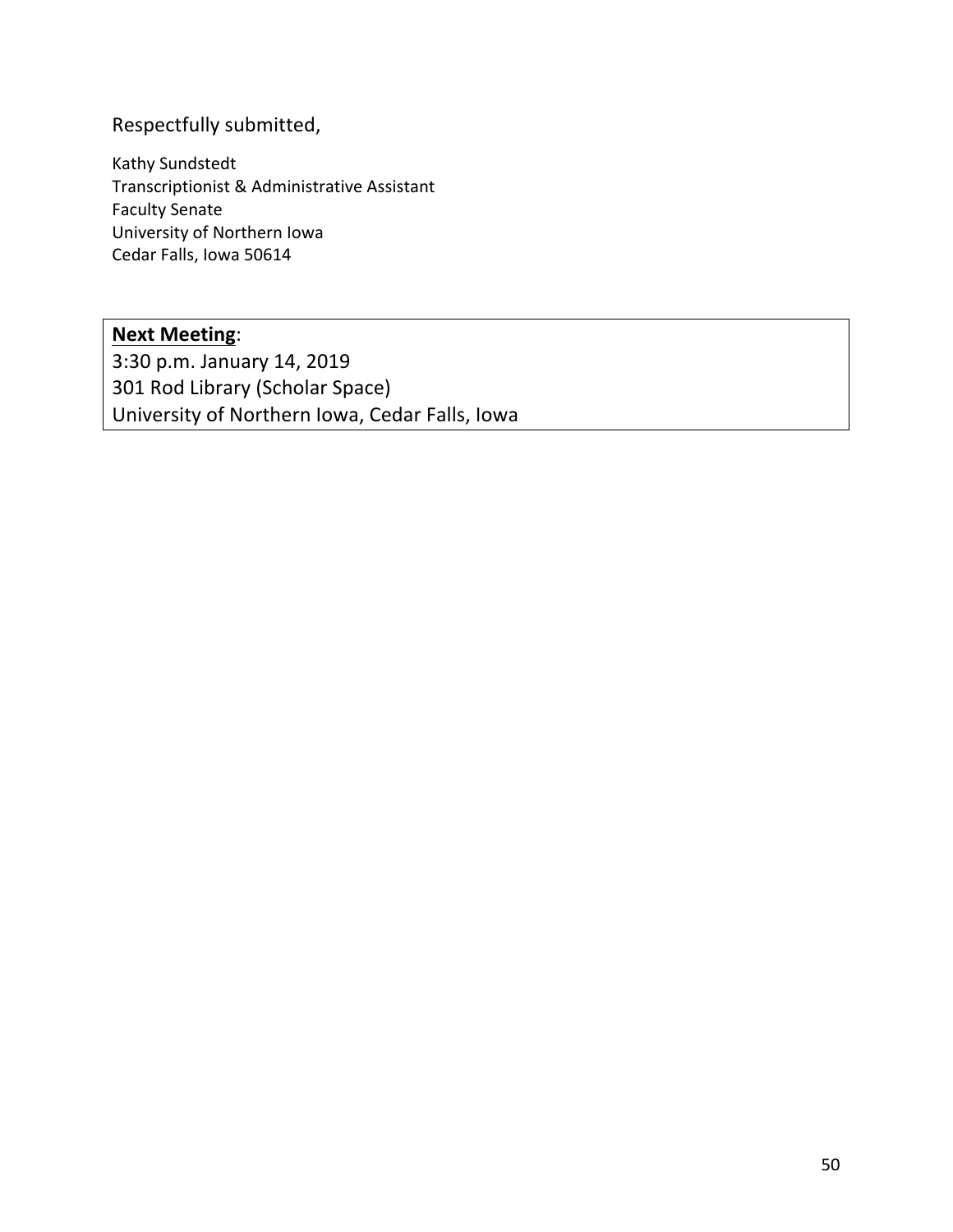Respectfully submitted,

Kathy Sundstedt
Transcriptionist & Administrative Assistant
Faculty Senate
University of Northern Iowa
Cedar Falls, Iowa 50614

**Next Meeting**:
3:30 p.m. January 14, 2019
301 Rod Library (Scholar Space)
University of Northern Iowa, Cedar Falls, Iowa